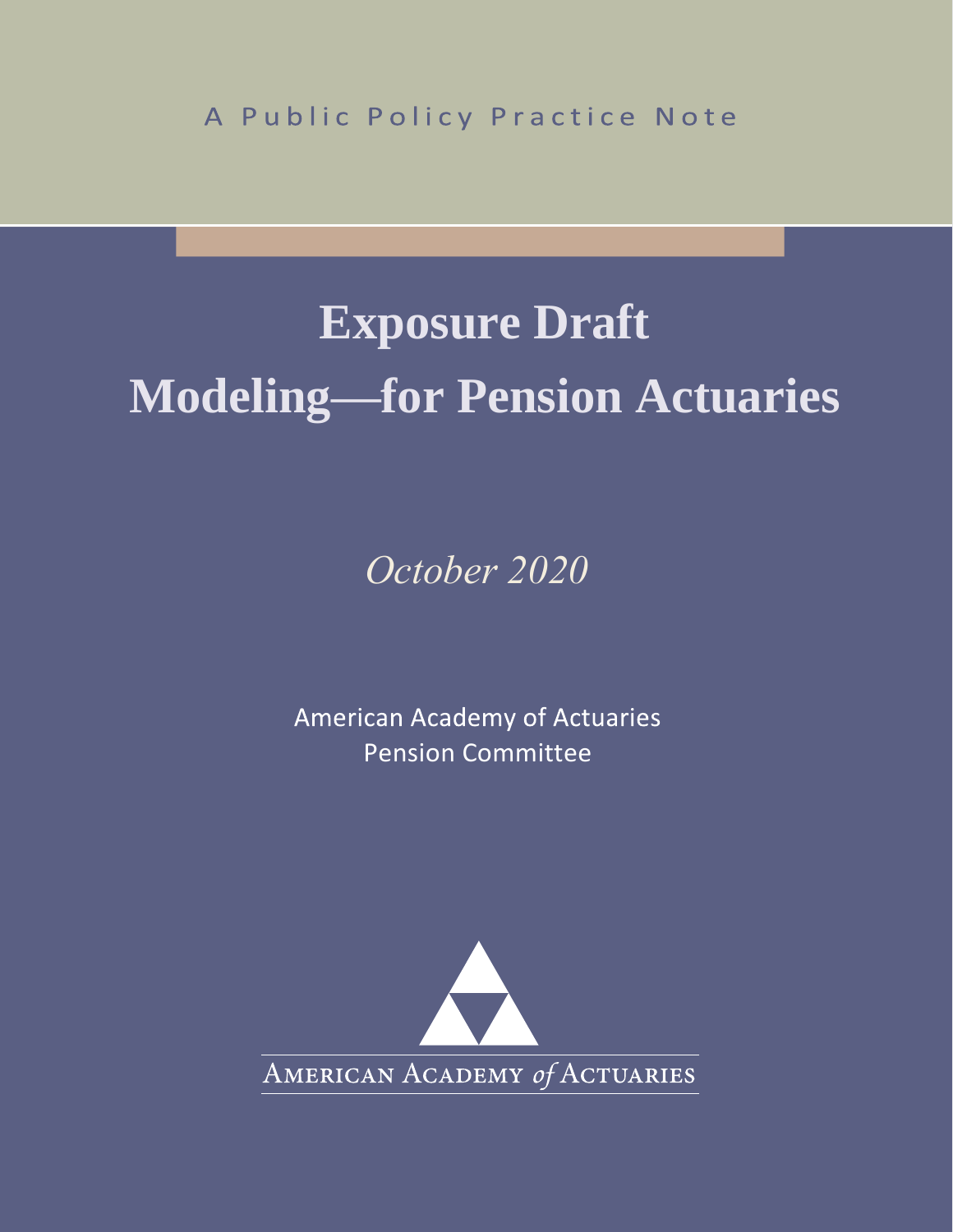A Public Policy Practice Note

# Exposure Draft
# Modeling—for Pension Actuaries

*October 2020*

American Academy of Actuaries
Pension Committee

AMERICAN ACADEMY *of* ACTUARIES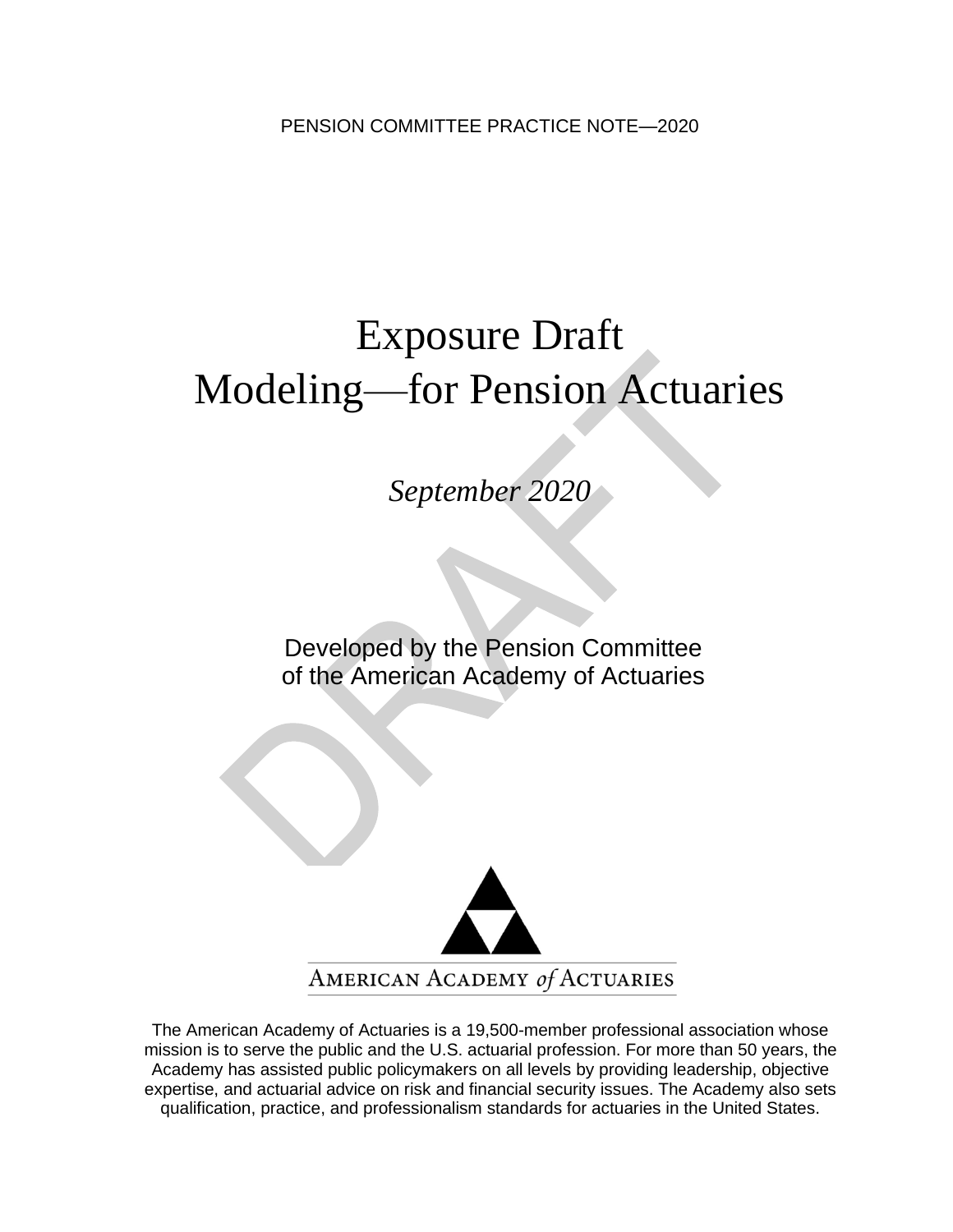PENSION COMMITTEE PRACTICE NOTE—2020

# Exposure Draft
# Modeling—for Pension Actuaries

*September 2020*

Developed by the Pension Committee
of the American Academy of Actuaries

AMERICAN ACADEMY *of* ACTUARIES

The American Academy of Actuaries is a 19,500-member professional association whose mission is to serve the public and the U.S. actuarial profession. For more than 50 years, the Academy has assisted public policymakers on all levels by providing leadership, objective expertise, and actuarial advice on risk and financial security issues. The Academy also sets qualification, practice, and professionalism standards for actuaries in the United States.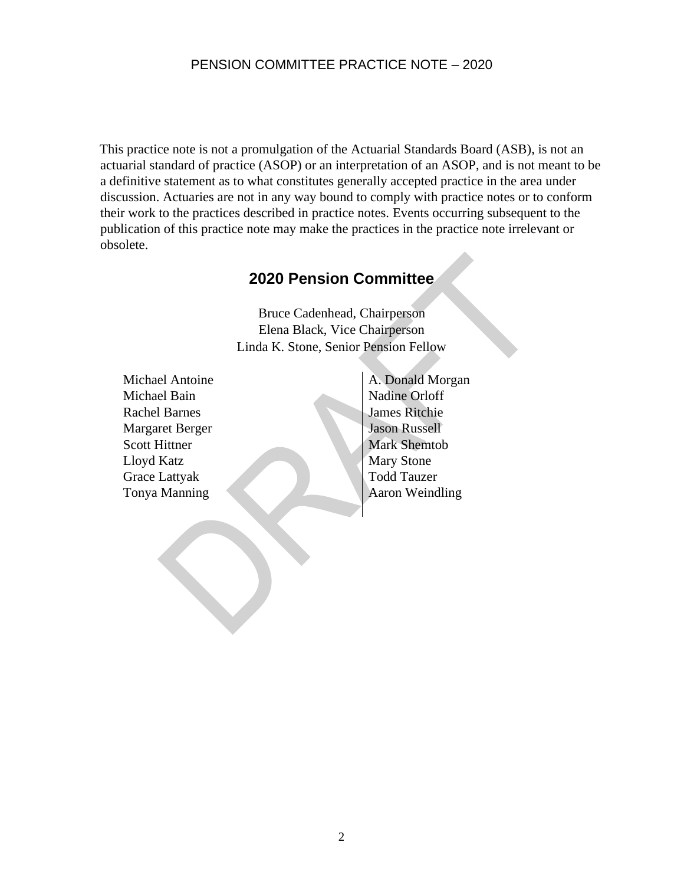This practice note is not a promulgation of the Actuarial Standards Board (ASB), is not an actuarial standard of practice (ASOP) or an interpretation of an ASOP, and is not meant to be a definitive statement as to what constitutes generally accepted practice in the area under discussion. Actuaries are not in any way bound to comply with practice notes or to conform their work to the practices described in practice notes. Events occurring subsequent to the publication of this practice note may make the practices in the practice note irrelevant or obsolete.

## 2020 Pension Committee

Bruce Cadenhead, Chairperson
Elena Black, Vice Chairperson
Linda K. Stone, Senior Pension Fellow

Michael Antoine
Michael Bain
Rachel Barnes
Margaret Berger
Scott Hittner
Lloyd Katz
Grace Lattyak
Tonya Manning
A. Donald Morgan
Nadine Orloff
James Ritchie
Jason Russell
Mark Shemtob
Mary Stone
Todd Tauzer
Aaron Weindling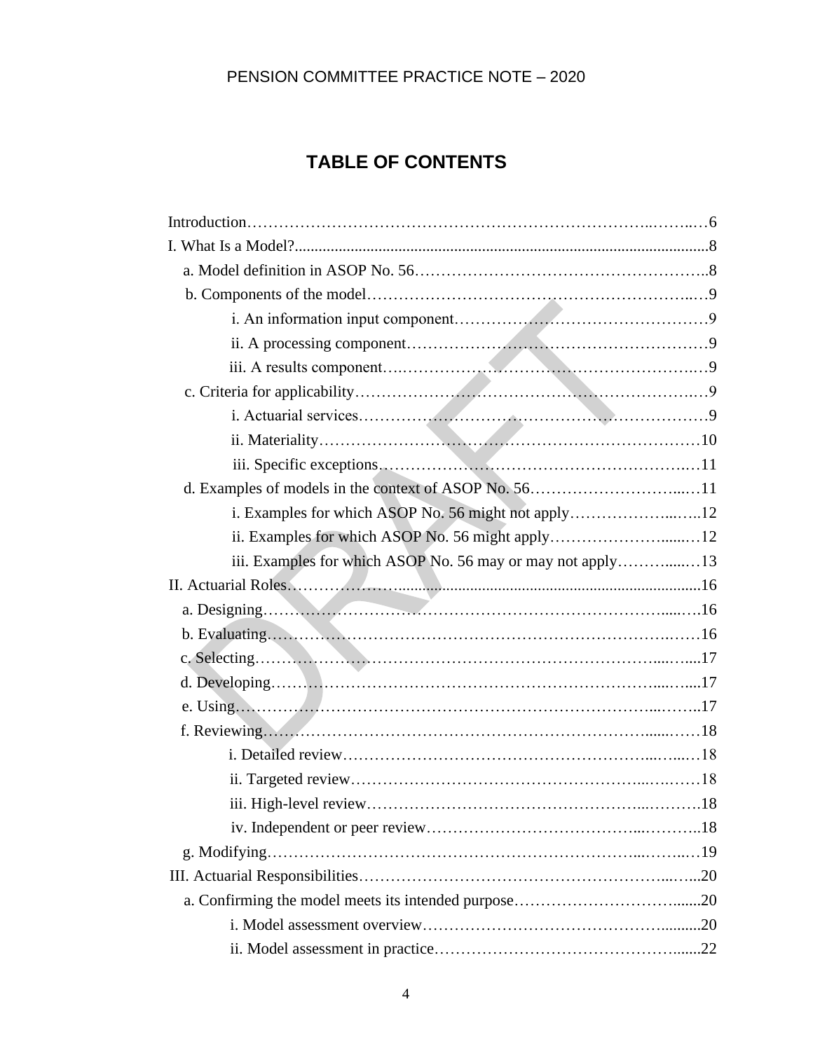# TABLE OF CONTENTS

Introduction…6

I. What Is a Model?…8

- a. Model definition in ASOP No. 56…8
- b. Components of the model…9
  - i. An information input component…9
  - ii. A processing component…9
  - iii. A results component…9
- c. Criteria for applicability…9
  - i. Actuarial services…9
  - ii. Materiality…10
  - iii. Specific exceptions…11
- d. Examples of models in the context of ASOP No. 56…11
  - i. Examples for which ASOP No. 56 might not apply…12
  - ii. Examples for which ASOP No. 56 might apply…12
  - iii. Examples for which ASOP No. 56 may or may not apply…13

II. Actuarial Roles…16

- a. Designing…16
- b. Evaluating…16
- c. Selecting…17
- d. Developing…17
- e. Using…17
- f. Reviewing…18
  - i. Detailed review…18
  - ii. Targeted review…18
  - iii. High-level review…18
  - iv. Independent or peer review…18
- g. Modifying…19

III. Actuarial Responsibilities…20

- a. Confirming the model meets its intended purpose…20
  - i. Model assessment overview…20
  - ii. Model assessment in practice…22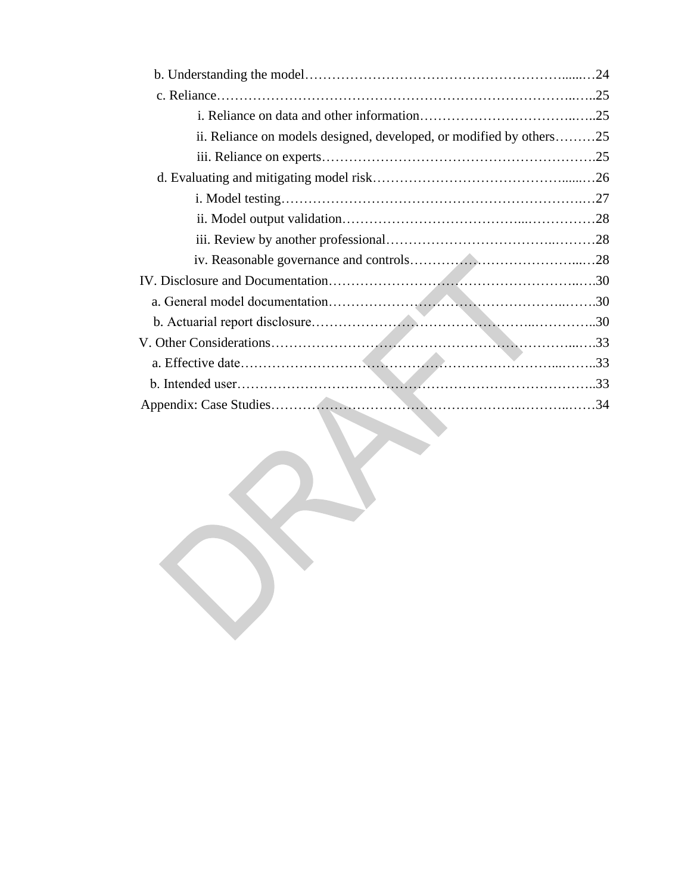- b. Understanding the model……24
- c. Reliance……25
  - i. Reliance on data and other information……25
  - ii. Reliance on models designed, developed, or modified by others……25
  - iii. Reliance on experts……25
- d. Evaluating and mitigating model risk……26
  - i. Model testing……27
  - ii. Model output validation……28
  - iii. Review by another professional……28
  - iv. Reasonable governance and controls……28

IV. Disclosure and Documentation……30

- a. General model documentation……30
- b. Actuarial report disclosure……30

V. Other Considerations……33

- a. Effective date……33
- b. Intended user……33

Appendix: Case Studies……34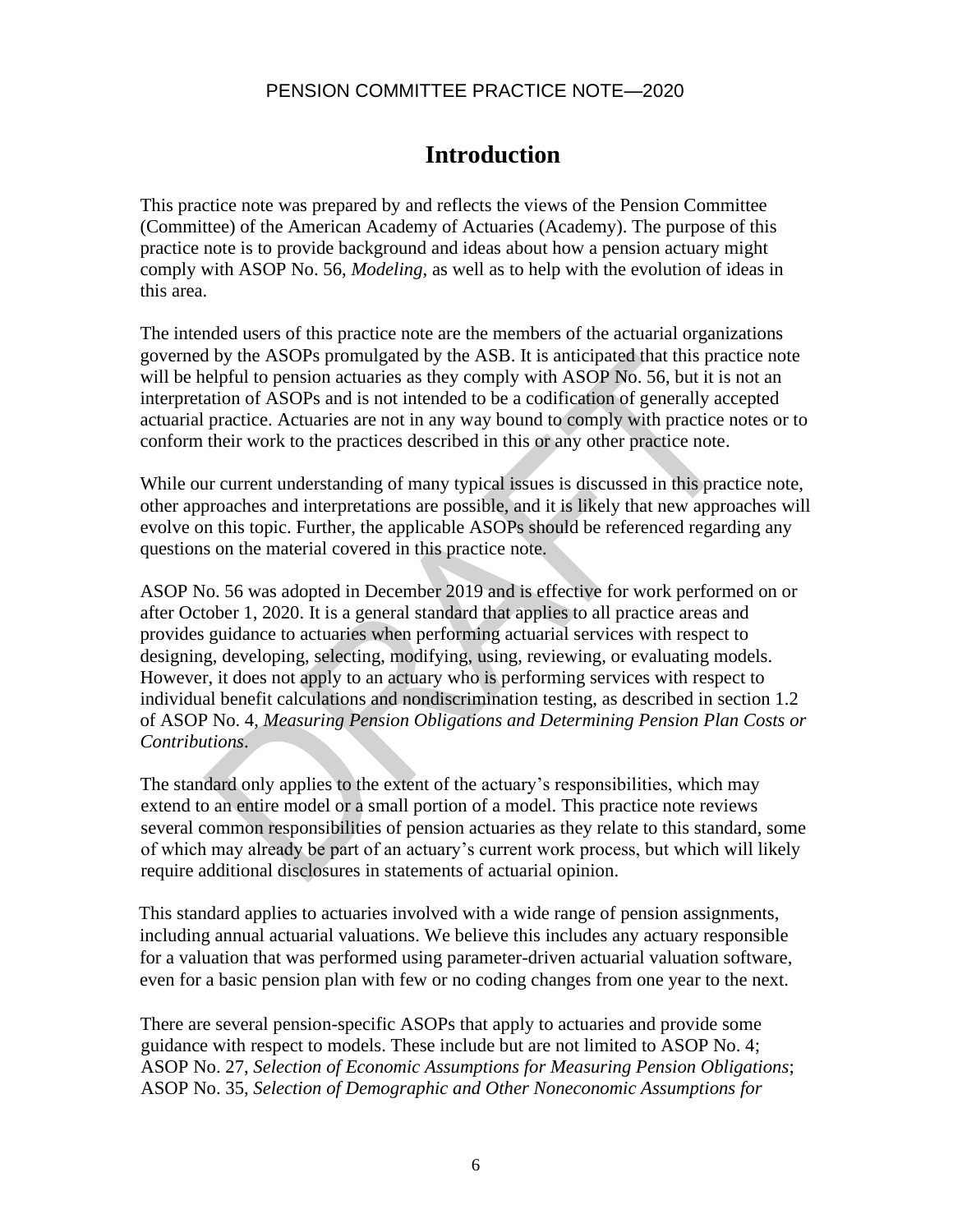# Introduction

This practice note was prepared by and reflects the views of the Pension Committee (Committee) of the American Academy of Actuaries (Academy). The purpose of this practice note is to provide background and ideas about how a pension actuary might comply with ASOP No. 56, *Modeling*, as well as to help with the evolution of ideas in this area.

The intended users of this practice note are the members of the actuarial organizations governed by the ASOPs promulgated by the ASB. It is anticipated that this practice note will be helpful to pension actuaries as they comply with ASOP No. 56, but it is not an interpretation of ASOPs and is not intended to be a codification of generally accepted actuarial practice. Actuaries are not in any way bound to comply with practice notes or to conform their work to the practices described in this or any other practice note.

While our current understanding of many typical issues is discussed in this practice note, other approaches and interpretations are possible, and it is likely that new approaches will evolve on this topic. Further, the applicable ASOPs should be referenced regarding any questions on the material covered in this practice note.

ASOP No. 56 was adopted in December 2019 and is effective for work performed on or after October 1, 2020. It is a general standard that applies to all practice areas and provides guidance to actuaries when performing actuarial services with respect to designing, developing, selecting, modifying, using, reviewing, or evaluating models. However, it does not apply to an actuary who is performing services with respect to individual benefit calculations and nondiscrimination testing, as described in section 1.2 of ASOP No. 4, *Measuring Pension Obligations and Determining Pension Plan Costs or Contributions*.

The standard only applies to the extent of the actuary's responsibilities, which may extend to an entire model or a small portion of a model. This practice note reviews several common responsibilities of pension actuaries as they relate to this standard, some of which may already be part of an actuary's current work process, but which will likely require additional disclosures in statements of actuarial opinion.

This standard applies to actuaries involved with a wide range of pension assignments, including annual actuarial valuations. We believe this includes any actuary responsible for a valuation that was performed using parameter-driven actuarial valuation software, even for a basic pension plan with few or no coding changes from one year to the next.

There are several pension-specific ASOPs that apply to actuaries and provide some guidance with respect to models. These include but are not limited to ASOP No. 4; ASOP No. 27, *Selection of Economic Assumptions for Measuring Pension Obligations*; ASOP No. 35, *Selection of Demographic and Other Noneconomic Assumptions for*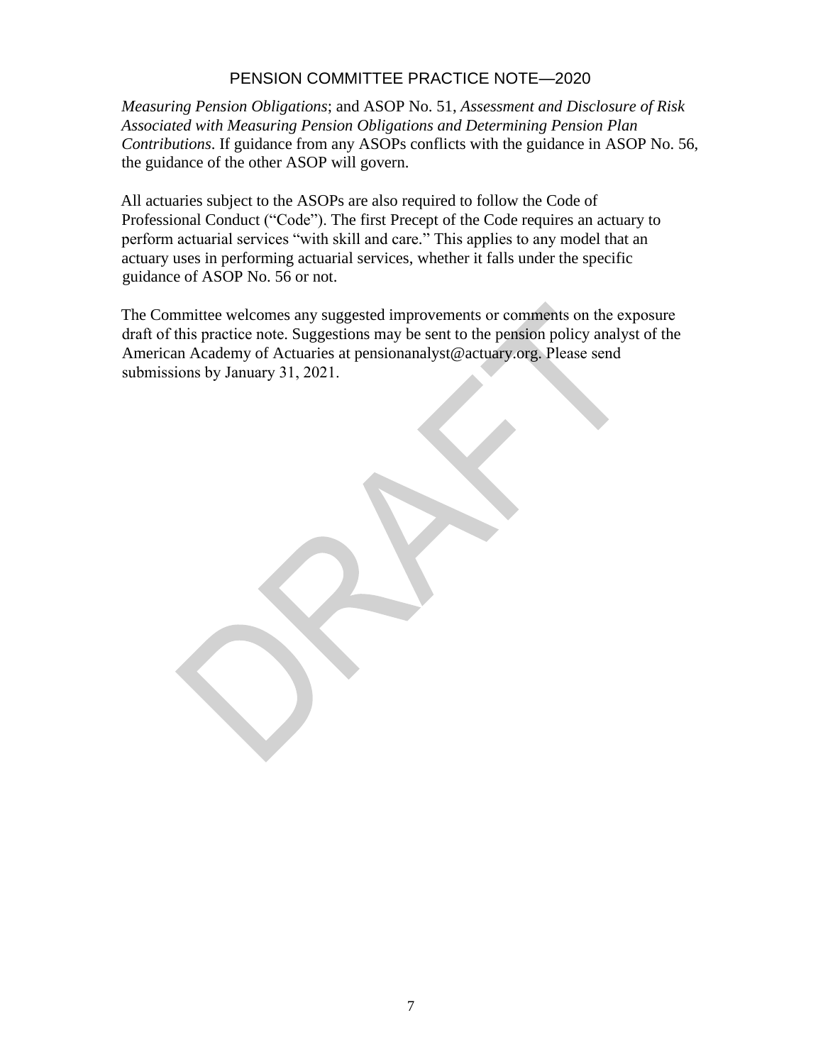*Measuring Pension Obligations*; and ASOP No. 51, *Assessment and Disclosure of Risk Associated with Measuring Pension Obligations and Determining Pension Plan Contributions*. If guidance from any ASOPs conflicts with the guidance in ASOP No. 56, the guidance of the other ASOP will govern.

All actuaries subject to the ASOPs are also required to follow the Code of Professional Conduct ("Code"). The first Precept of the Code requires an actuary to perform actuarial services "with skill and care." This applies to any model that an actuary uses in performing actuarial services, whether it falls under the specific guidance of ASOP No. 56 or not.

The Committee welcomes any suggested improvements or comments on the exposure draft of this practice note. Suggestions may be sent to the pension policy analyst of the American Academy of Actuaries at pensionanalyst@actuary.org. Please send submissions by January 31, 2021.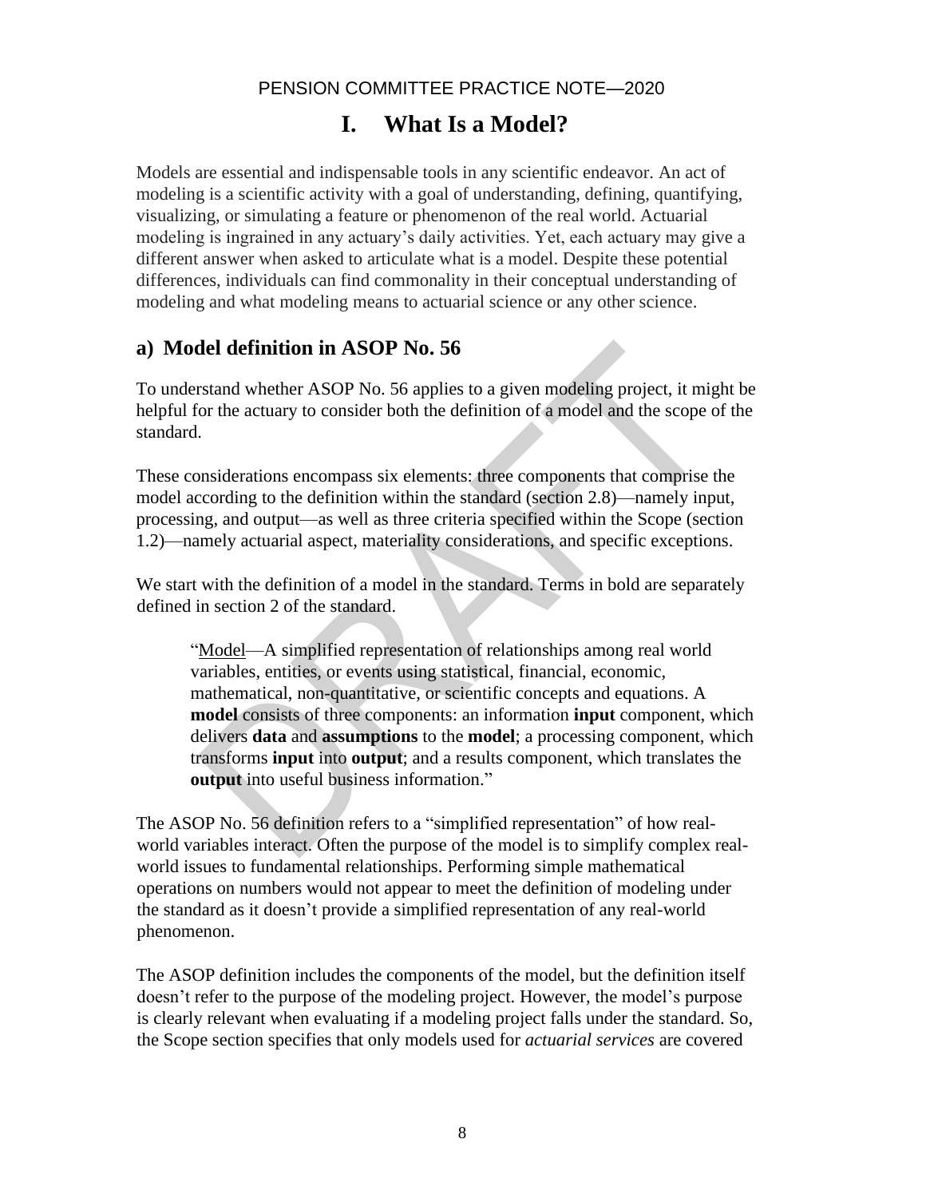# I. What Is a Model?

Models are essential and indispensable tools in any scientific endeavor. An act of modeling is a scientific activity with a goal of understanding, defining, quantifying, visualizing, or simulating a feature or phenomenon of the real world. Actuarial modeling is ingrained in any actuary's daily activities. Yet, each actuary may give a different answer when asked to articulate what is a model. Despite these potential differences, individuals can find commonality in their conceptual understanding of modeling and what modeling means to actuarial science or any other science.

## a) Model definition in ASOP No. 56

To understand whether ASOP No. 56 applies to a given modeling project, it might be helpful for the actuary to consider both the definition of a model and the scope of the standard.

These considerations encompass six elements: three components that comprise the model according to the definition within the standard (section 2.8)—namely input, processing, and output—as well as three criteria specified within the Scope (section 1.2)—namely actuarial aspect, materiality considerations, and specific exceptions.

We start with the definition of a model in the standard. Terms in bold are separately defined in section 2 of the standard.

> "Model—A simplified representation of relationships among real world variables, entities, or events using statistical, financial, economic, mathematical, non-quantitative, or scientific concepts and equations. A **model** consists of three components: an information **input** component, which delivers **data** and **assumptions** to the **model**; a processing component, which transforms **input** into **output**; and a results component, which translates the **output** into useful business information."

The ASOP No. 56 definition refers to a "simplified representation" of how real-world variables interact. Often the purpose of the model is to simplify complex real-world issues to fundamental relationships. Performing simple mathematical operations on numbers would not appear to meet the definition of modeling under the standard as it doesn't provide a simplified representation of any real-world phenomenon.

The ASOP definition includes the components of the model, but the definition itself doesn't refer to the purpose of the modeling project. However, the model's purpose is clearly relevant when evaluating if a modeling project falls under the standard. So, the Scope section specifies that only models used for *actuarial services* are covered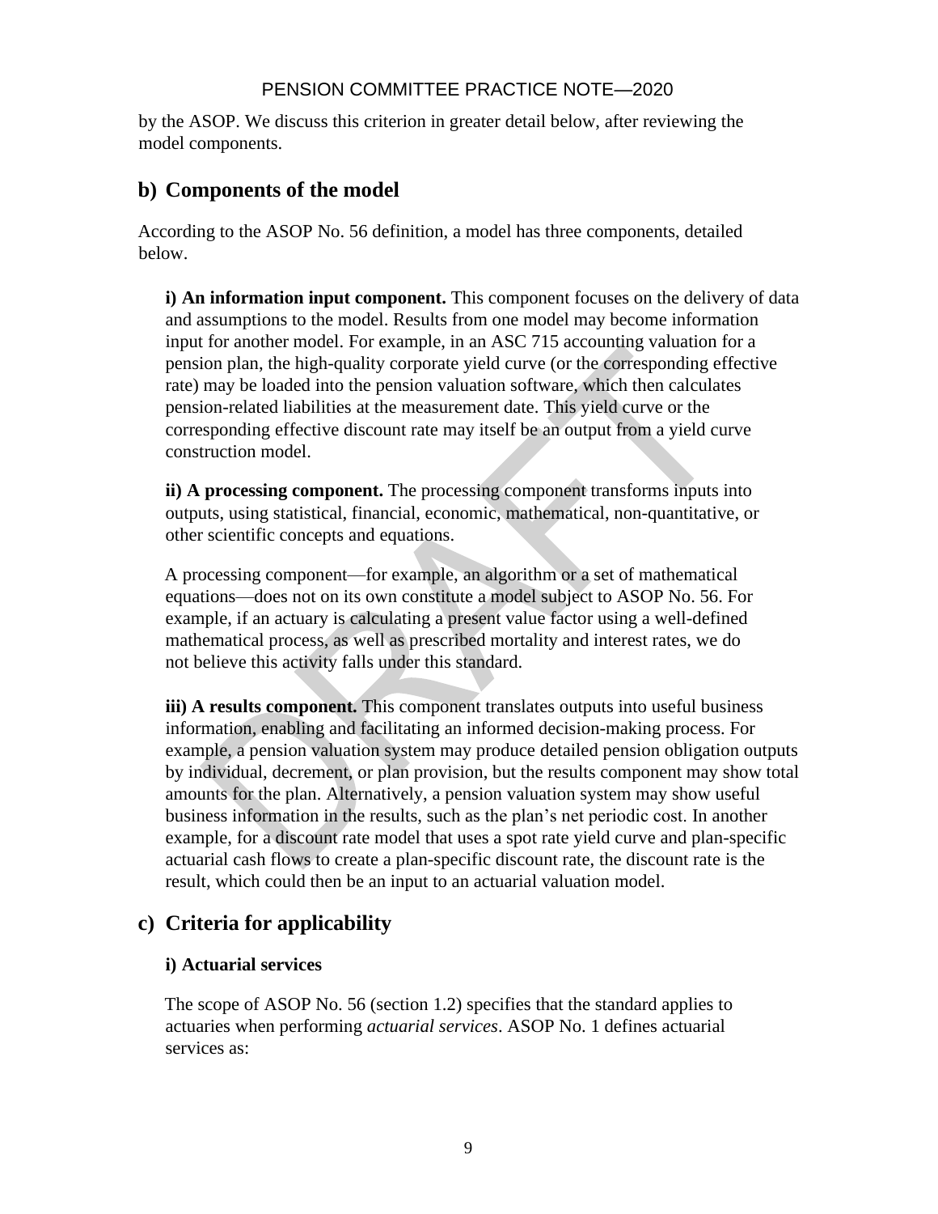by the ASOP. We discuss this criterion in greater detail below, after reviewing the model components.

## b) Components of the model

According to the ASOP No. 56 definition, a model has three components, detailed below.

**i) An information input component.** This component focuses on the delivery of data and assumptions to the model. Results from one model may become information input for another model. For example, in an ASC 715 accounting valuation for a pension plan, the high-quality corporate yield curve (or the corresponding effective rate) may be loaded into the pension valuation software, which then calculates pension-related liabilities at the measurement date. This yield curve or the corresponding effective discount rate may itself be an output from a yield curve construction model.

**ii) A processing component.** The processing component transforms inputs into outputs, using statistical, financial, economic, mathematical, non-quantitative, or other scientific concepts and equations.

A processing component—for example, an algorithm or a set of mathematical equations—does not on its own constitute a model subject to ASOP No. 56. For example, if an actuary is calculating a present value factor using a well-defined mathematical process, as well as prescribed mortality and interest rates, we do not believe this activity falls under this standard.

**iii) A results component.** This component translates outputs into useful business information, enabling and facilitating an informed decision-making process. For example, a pension valuation system may produce detailed pension obligation outputs by individual, decrement, or plan provision, but the results component may show total amounts for the plan. Alternatively, a pension valuation system may show useful business information in the results, such as the plan's net periodic cost. In another example, for a discount rate model that uses a spot rate yield curve and plan-specific actuarial cash flows to create a plan-specific discount rate, the discount rate is the result, which could then be an input to an actuarial valuation model.

## c) Criteria for applicability

### i) Actuarial services

The scope of ASOP No. 56 (section 1.2) specifies that the standard applies to actuaries when performing *actuarial services*. ASOP No. 1 defines actuarial services as: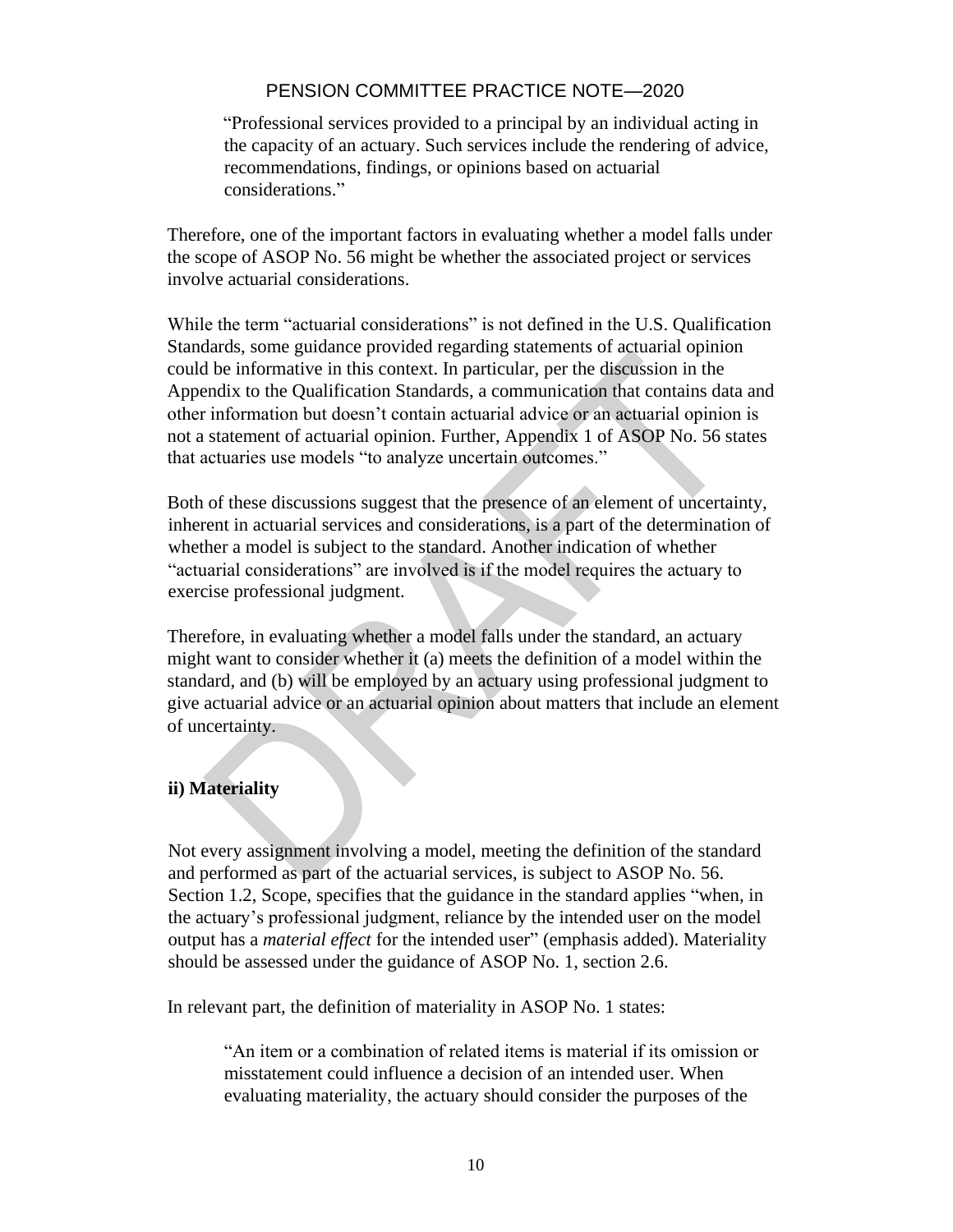> "Professional services provided to a principal by an individual acting in the capacity of an actuary. Such services include the rendering of advice, recommendations, findings, or opinions based on actuarial considerations."

Therefore, one of the important factors in evaluating whether a model falls under the scope of ASOP No. 56 might be whether the associated project or services involve actuarial considerations.

While the term "actuarial considerations" is not defined in the U.S. Qualification Standards, some guidance provided regarding statements of actuarial opinion could be informative in this context. In particular, per the discussion in the Appendix to the Qualification Standards, a communication that contains data and other information but doesn't contain actuarial advice or an actuarial opinion is not a statement of actuarial opinion. Further, Appendix 1 of ASOP No. 56 states that actuaries use models "to analyze uncertain outcomes."

Both of these discussions suggest that the presence of an element of uncertainty, inherent in actuarial services and considerations, is a part of the determination of whether a model is subject to the standard. Another indication of whether "actuarial considerations" are involved is if the model requires the actuary to exercise professional judgment.

Therefore, in evaluating whether a model falls under the standard, an actuary might want to consider whether it (a) meets the definition of a model within the standard, and (b) will be employed by an actuary using professional judgment to give actuarial advice or an actuarial opinion about matters that include an element of uncertainty.

**ii) Materiality**

Not every assignment involving a model, meeting the definition of the standard and performed as part of the actuarial services, is subject to ASOP No. 56. Section 1.2, Scope, specifies that the guidance in the standard applies "when, in the actuary's professional judgment, reliance by the intended user on the model output has a *material effect* for the intended user" (emphasis added). Materiality should be assessed under the guidance of ASOP No. 1, section 2.6.

In relevant part, the definition of materiality in ASOP No. 1 states:

> "An item or a combination of related items is material if its omission or misstatement could influence a decision of an intended user. When evaluating materiality, the actuary should consider the purposes of the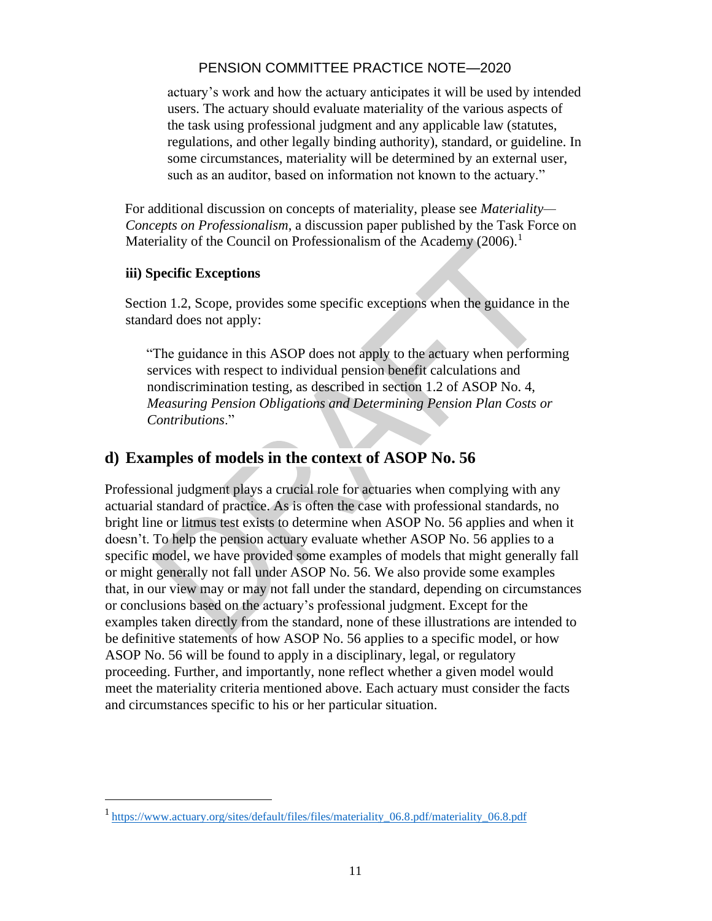actuary's work and how the actuary anticipates it will be used by intended users. The actuary should evaluate materiality of the various aspects of the task using professional judgment and any applicable law (statutes, regulations, and other legally binding authority), standard, or guideline. In some circumstances, materiality will be determined by an external user, such as an auditor, based on information not known to the actuary."

For additional discussion on concepts of materiality, please see *Materiality—Concepts on Professionalism*, a discussion paper published by the Task Force on Materiality of the Council on Professionalism of the Academy (2006).[1]

### iii) Specific Exceptions

Section 1.2, Scope, provides some specific exceptions when the guidance in the standard does not apply:

> "The guidance in this ASOP does not apply to the actuary when performing services with respect to individual pension benefit calculations and nondiscrimination testing, as described in section 1.2 of ASOP No. 4, *Measuring Pension Obligations and Determining Pension Plan Costs or Contributions*."

## d) Examples of models in the context of ASOP No. 56

Professional judgment plays a crucial role for actuaries when complying with any actuarial standard of practice. As is often the case with professional standards, no bright line or litmus test exists to determine when ASOP No. 56 applies and when it doesn't. To help the pension actuary evaluate whether ASOP No. 56 applies to a specific model, we have provided some examples of models that might generally fall or might generally not fall under ASOP No. 56. We also provide some examples that, in our view may or may not fall under the standard, depending on circumstances or conclusions based on the actuary's professional judgment. Except for the examples taken directly from the standard, none of these illustrations are intended to be definitive statements of how ASOP No. 56 applies to a specific model, or how ASOP No. 56 will be found to apply in a disciplinary, legal, or regulatory proceeding. Further, and importantly, none reflect whether a given model would meet the materiality criteria mentioned above. Each actuary must consider the facts and circumstances specific to his or her particular situation.

---

[1] https://www.actuary.org/sites/default/files/files/materiality_06.8.pdf/materiality_06.8.pdf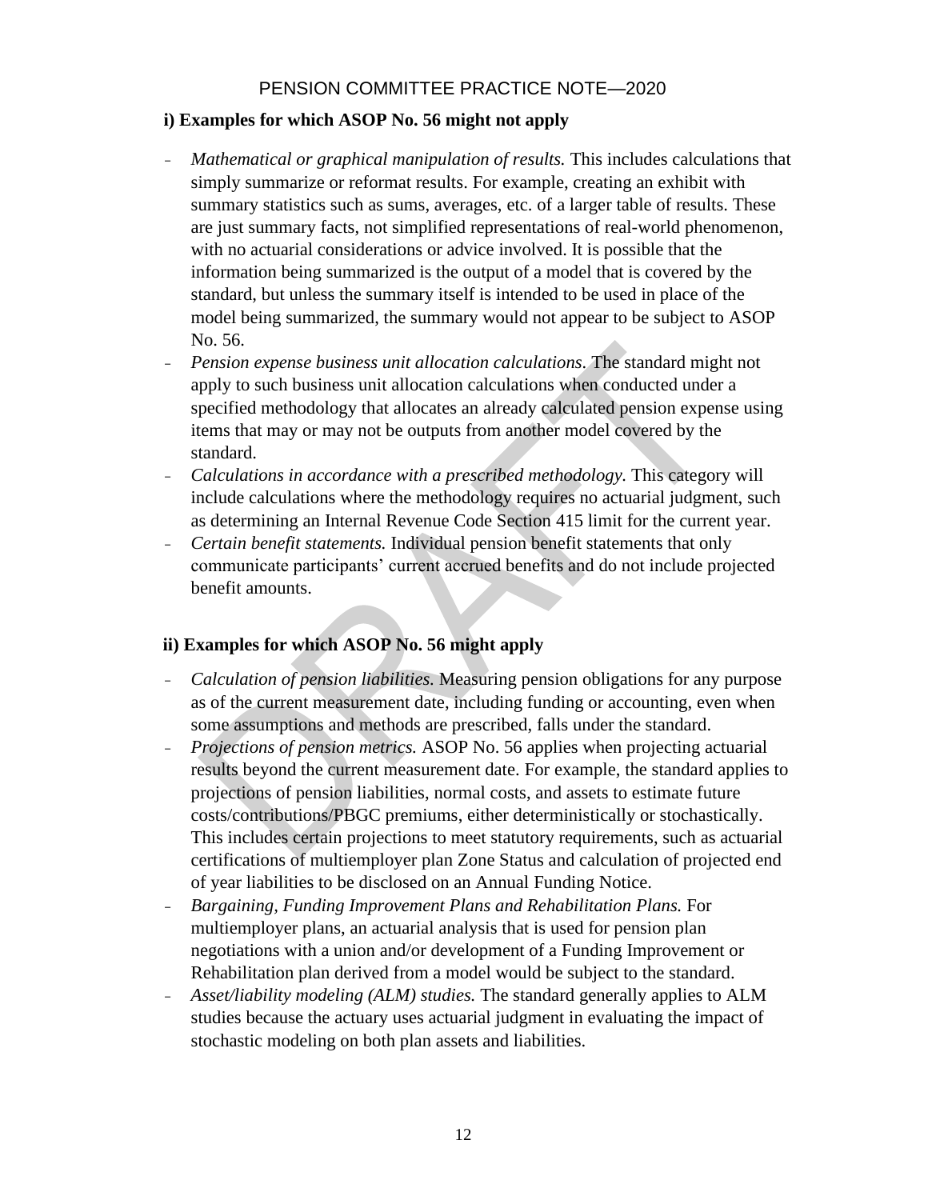### i) Examples for which ASOP No. 56 might not apply

- *Mathematical or graphical manipulation of results.* This includes calculations that simply summarize or reformat results. For example, creating an exhibit with summary statistics such as sums, averages, etc. of a larger table of results. These are just summary facts, not simplified representations of real-world phenomenon, with no actuarial considerations or advice involved. It is possible that the information being summarized is the output of a model that is covered by the standard, but unless the summary itself is intended to be used in place of the model being summarized, the summary would not appear to be subject to ASOP No. 56.
- *Pension expense business unit allocation calculations.* The standard might not apply to such business unit allocation calculations when conducted under a specified methodology that allocates an already calculated pension expense using items that may or may not be outputs from another model covered by the standard.
- *Calculations in accordance with a prescribed methodology.* This category will include calculations where the methodology requires no actuarial judgment, such as determining an Internal Revenue Code Section 415 limit for the current year.
- *Certain benefit statements.* Individual pension benefit statements that only communicate participants' current accrued benefits and do not include projected benefit amounts.

### ii) Examples for which ASOP No. 56 might apply

- *Calculation of pension liabilities.* Measuring pension obligations for any purpose as of the current measurement date, including funding or accounting, even when some assumptions and methods are prescribed, falls under the standard.
- *Projections of pension metrics.* ASOP No. 56 applies when projecting actuarial results beyond the current measurement date. For example, the standard applies to projections of pension liabilities, normal costs, and assets to estimate future costs/contributions/PBGC premiums, either deterministically or stochastically. This includes certain projections to meet statutory requirements, such as actuarial certifications of multiemployer plan Zone Status and calculation of projected end of year liabilities to be disclosed on an Annual Funding Notice.
- *Bargaining, Funding Improvement Plans and Rehabilitation Plans.* For multiemployer plans, an actuarial analysis that is used for pension plan negotiations with a union and/or development of a Funding Improvement or Rehabilitation plan derived from a model would be subject to the standard.
- *Asset/liability modeling (ALM) studies.* The standard generally applies to ALM studies because the actuary uses actuarial judgment in evaluating the impact of stochastic modeling on both plan assets and liabilities.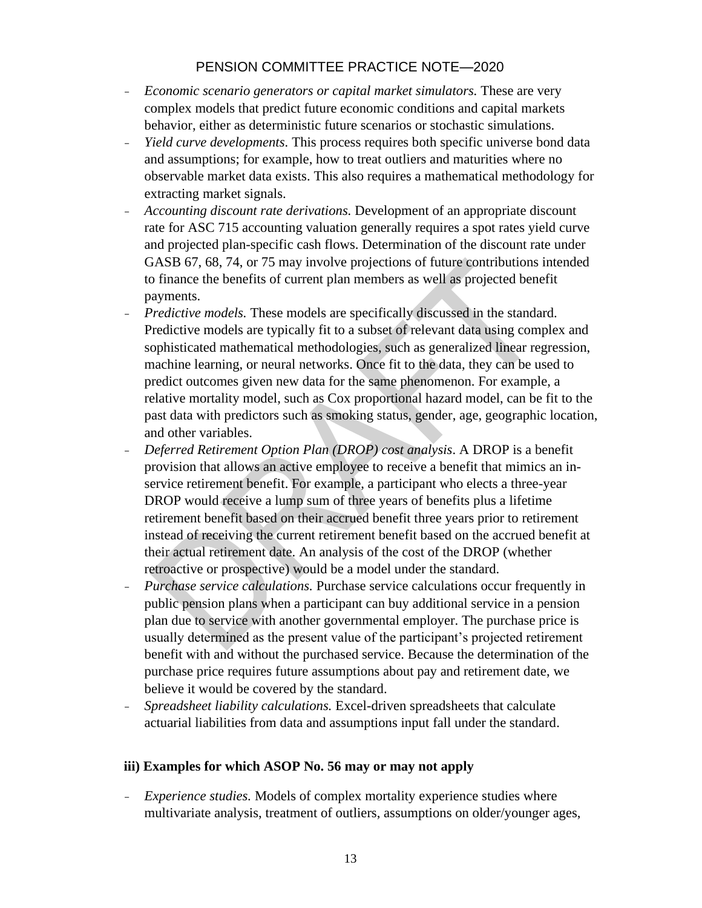- *Economic scenario generators or capital market simulators.* These are very complex models that predict future economic conditions and capital markets behavior, either as deterministic future scenarios or stochastic simulations.
- *Yield curve developments*. This process requires both specific universe bond data and assumptions; for example, how to treat outliers and maturities where no observable market data exists. This also requires a mathematical methodology for extracting market signals.
- *Accounting discount rate derivations.* Development of an appropriate discount rate for ASC 715 accounting valuation generally requires a spot rates yield curve and projected plan-specific cash flows. Determination of the discount rate under GASB 67, 68, 74, or 75 may involve projections of future contributions intended to finance the benefits of current plan members as well as projected benefit payments.
- *Predictive models.* These models are specifically discussed in the standard. Predictive models are typically fit to a subset of relevant data using complex and sophisticated mathematical methodologies, such as generalized linear regression, machine learning, or neural networks. Once fit to the data, they can be used to predict outcomes given new data for the same phenomenon. For example, a relative mortality model, such as Cox proportional hazard model, can be fit to the past data with predictors such as smoking status, gender, age, geographic location, and other variables.
- *Deferred Retirement Option Plan (DROP) cost analysis*. A DROP is a benefit provision that allows an active employee to receive a benefit that mimics an in-service retirement benefit. For example, a participant who elects a three-year DROP would receive a lump sum of three years of benefits plus a lifetime retirement benefit based on their accrued benefit three years prior to retirement instead of receiving the current retirement benefit based on the accrued benefit at their actual retirement date. An analysis of the cost of the DROP (whether retroactive or prospective) would be a model under the standard.
- *Purchase service calculations.* Purchase service calculations occur frequently in public pension plans when a participant can buy additional service in a pension plan due to service with another governmental employer. The purchase price is usually determined as the present value of the participant's projected retirement benefit with and without the purchased service. Because the determination of the purchase price requires future assumptions about pay and retirement date, we believe it would be covered by the standard.
- *Spreadsheet liability calculations.* Excel-driven spreadsheets that calculate actuarial liabilities from data and assumptions input fall under the standard.

**iii) Examples for which ASOP No. 56 may or may not apply**

- *Experience studies.* Models of complex mortality experience studies where multivariate analysis, treatment of outliers, assumptions on older/younger ages,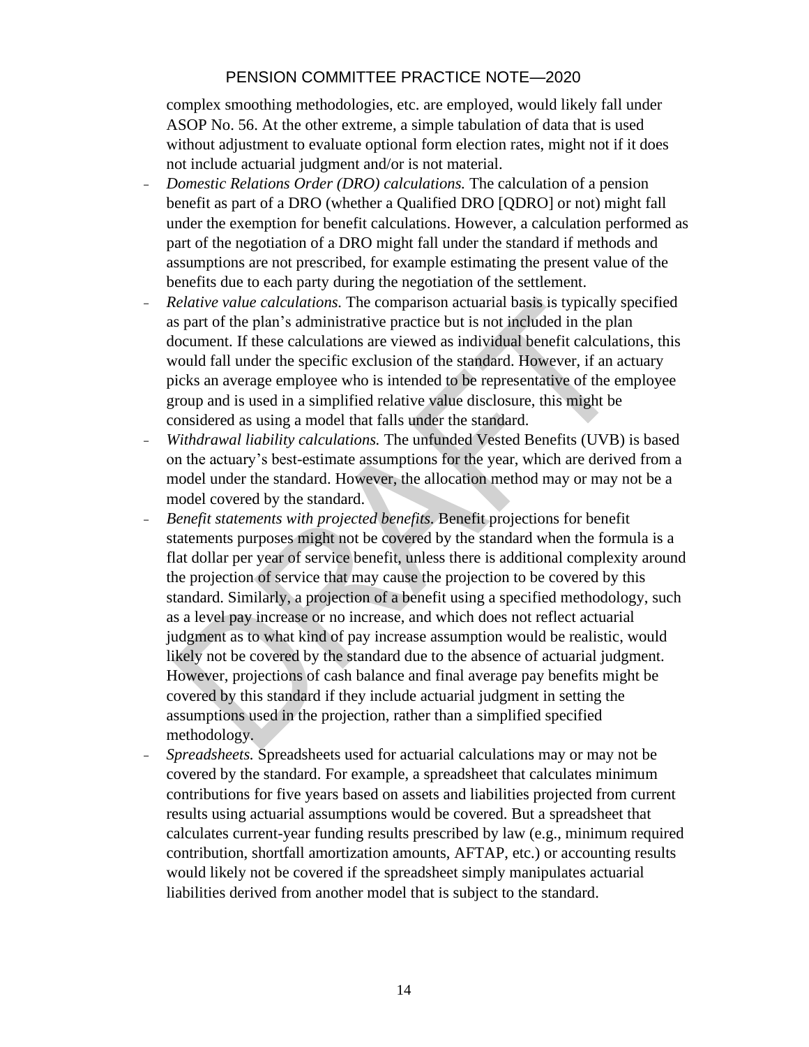complex smoothing methodologies, etc. are employed, would likely fall under ASOP No. 56. At the other extreme, a simple tabulation of data that is used without adjustment to evaluate optional form election rates, might not if it does not include actuarial judgment and/or is not material.

- *Domestic Relations Order (DRO) calculations.* The calculation of a pension benefit as part of a DRO (whether a Qualified DRO [QDRO] or not) might fall under the exemption for benefit calculations. However, a calculation performed as part of the negotiation of a DRO might fall under the standard if methods and assumptions are not prescribed, for example estimating the present value of the benefits due to each party during the negotiation of the settlement.
- *Relative value calculations.* The comparison actuarial basis is typically specified as part of the plan's administrative practice but is not included in the plan document. If these calculations are viewed as individual benefit calculations, this would fall under the specific exclusion of the standard. However, if an actuary picks an average employee who is intended to be representative of the employee group and is used in a simplified relative value disclosure, this might be considered as using a model that falls under the standard.
- *Withdrawal liability calculations.* The unfunded Vested Benefits (UVB) is based on the actuary's best-estimate assumptions for the year, which are derived from a model under the standard. However, the allocation method may or may not be a model covered by the standard.
- *Benefit statements with projected benefits.* Benefit projections for benefit statements purposes might not be covered by the standard when the formula is a flat dollar per year of service benefit, unless there is additional complexity around the projection of service that may cause the projection to be covered by this standard. Similarly, a projection of a benefit using a specified methodology, such as a level pay increase or no increase, and which does not reflect actuarial judgment as to what kind of pay increase assumption would be realistic, would likely not be covered by the standard due to the absence of actuarial judgment. However, projections of cash balance and final average pay benefits might be covered by this standard if they include actuarial judgment in setting the assumptions used in the projection, rather than a simplified specified methodology.
- *Spreadsheets.* Spreadsheets used for actuarial calculations may or may not be covered by the standard. For example, a spreadsheet that calculates minimum contributions for five years based on assets and liabilities projected from current results using actuarial assumptions would be covered. But a spreadsheet that calculates current-year funding results prescribed by law (e.g., minimum required contribution, shortfall amortization amounts, AFTAP, etc.) or accounting results would likely not be covered if the spreadsheet simply manipulates actuarial liabilities derived from another model that is subject to the standard.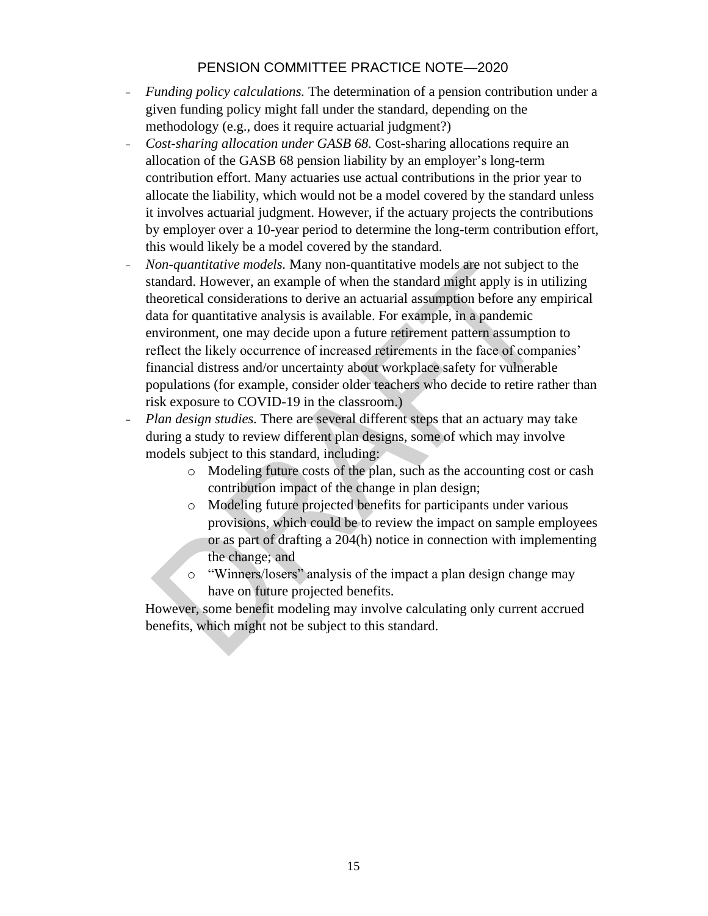- *Funding policy calculations.* The determination of a pension contribution under a given funding policy might fall under the standard, depending on the methodology (e.g., does it require actuarial judgment?)
- *Cost-sharing allocation under GASB 68.* Cost-sharing allocations require an allocation of the GASB 68 pension liability by an employer's long-term contribution effort. Many actuaries use actual contributions in the prior year to allocate the liability, which would not be a model covered by the standard unless it involves actuarial judgment. However, if the actuary projects the contributions by employer over a 10-year period to determine the long-term contribution effort, this would likely be a model covered by the standard.
- *Non-quantitative models.* Many non-quantitative models are not subject to the standard. However, an example of when the standard might apply is in utilizing theoretical considerations to derive an actuarial assumption before any empirical data for quantitative analysis is available. For example, in a pandemic environment, one may decide upon a future retirement pattern assumption to reflect the likely occurrence of increased retirements in the face of companies' financial distress and/or uncertainty about workplace safety for vulnerable populations (for example, consider older teachers who decide to retire rather than risk exposure to COVID-19 in the classroom.)
- *Plan design studies.* There are several different steps that an actuary may take during a study to review different plan designs, some of which may involve models subject to this standard, including:
    - Modeling future costs of the plan, such as the accounting cost or cash contribution impact of the change in plan design;
    - Modeling future projected benefits for participants under various provisions, which could be to review the impact on sample employees or as part of drafting a 204(h) notice in connection with implementing the change; and
    - "Winners/losers" analysis of the impact a plan design change may have on future projected benefits.

  However, some benefit modeling may involve calculating only current accrued benefits, which might not be subject to this standard.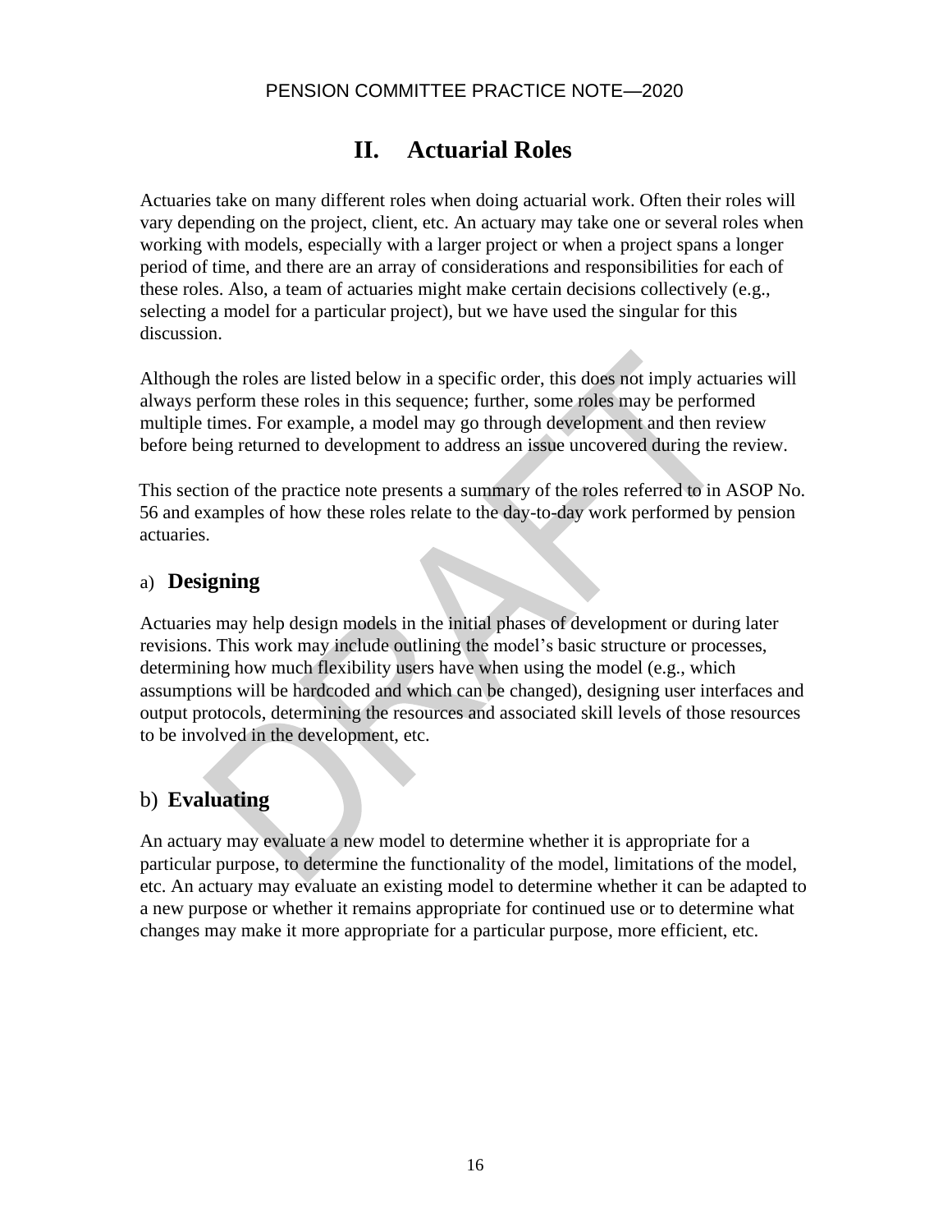## II. Actuarial Roles

Actuaries take on many different roles when doing actuarial work. Often their roles will vary depending on the project, client, etc. An actuary may take one or several roles when working with models, especially with a larger project or when a project spans a longer period of time, and there are an array of considerations and responsibilities for each of these roles. Also, a team of actuaries might make certain decisions collectively (e.g., selecting a model for a particular project), but we have used the singular for this discussion.

Although the roles are listed below in a specific order, this does not imply actuaries will always perform these roles in this sequence; further, some roles may be performed multiple times. For example, a model may go through development and then review before being returned to development to address an issue uncovered during the review.

This section of the practice note presents a summary of the roles referred to in ASOP No. 56 and examples of how these roles relate to the day-to-day work performed by pension actuaries.

### a) Designing

Actuaries may help design models in the initial phases of development or during later revisions. This work may include outlining the model's basic structure or processes, determining how much flexibility users have when using the model (e.g., which assumptions will be hardcoded and which can be changed), designing user interfaces and output protocols, determining the resources and associated skill levels of those resources to be involved in the development, etc.

### b) Evaluating

An actuary may evaluate a new model to determine whether it is appropriate for a particular purpose, to determine the functionality of the model, limitations of the model, etc. An actuary may evaluate an existing model to determine whether it can be adapted to a new purpose or whether it remains appropriate for continued use or to determine what changes may make it more appropriate for a particular purpose, more efficient, etc.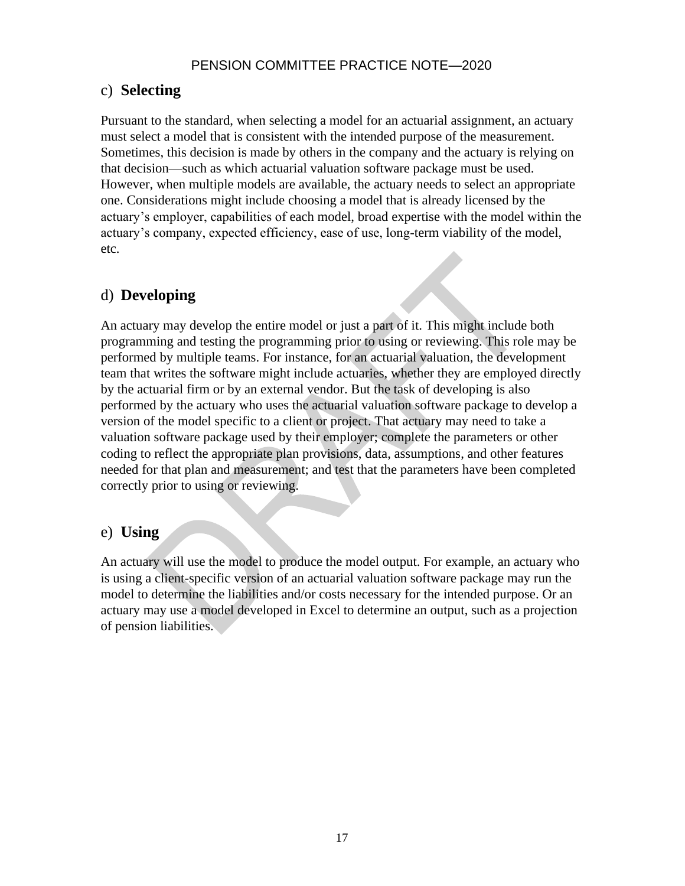## c) **Selecting**

Pursuant to the standard, when selecting a model for an actuarial assignment, an actuary must select a model that is consistent with the intended purpose of the measurement. Sometimes, this decision is made by others in the company and the actuary is relying on that decision—such as which actuarial valuation software package must be used. However, when multiple models are available, the actuary needs to select an appropriate one. Considerations might include choosing a model that is already licensed by the actuary's employer, capabilities of each model, broad expertise with the model within the actuary's company, expected efficiency, ease of use, long-term viability of the model, etc.

## d) **Developing**

An actuary may develop the entire model or just a part of it. This might include both programming and testing the programming prior to using or reviewing. This role may be performed by multiple teams. For instance, for an actuarial valuation, the development team that writes the software might include actuaries, whether they are employed directly by the actuarial firm or by an external vendor. But the task of developing is also performed by the actuary who uses the actuarial valuation software package to develop a version of the model specific to a client or project. That actuary may need to take a valuation software package used by their employer; complete the parameters or other coding to reflect the appropriate plan provisions, data, assumptions, and other features needed for that plan and measurement; and test that the parameters have been completed correctly prior to using or reviewing.

## e) **Using**

An actuary will use the model to produce the model output. For example, an actuary who is using a client-specific version of an actuarial valuation software package may run the model to determine the liabilities and/or costs necessary for the intended purpose. Or an actuary may use a model developed in Excel to determine an output, such as a projection of pension liabilities.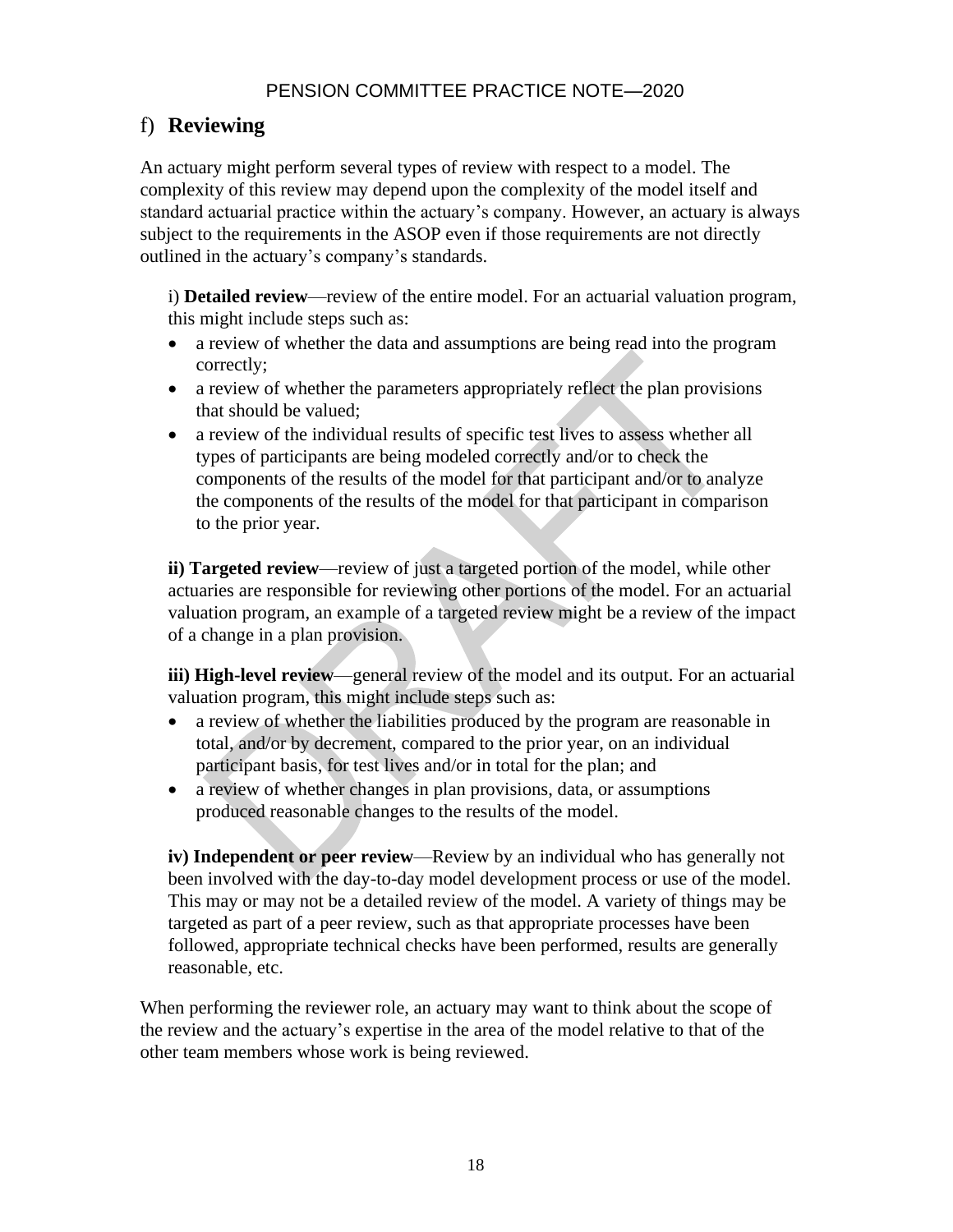## f) **Reviewing**

An actuary might perform several types of review with respect to a model. The complexity of this review may depend upon the complexity of the model itself and standard actuarial practice within the actuary's company. However, an actuary is always subject to the requirements in the ASOP even if those requirements are not directly outlined in the actuary's company's standards.

i) **Detailed review**—review of the entire model. For an actuarial valuation program, this might include steps such as:

- a review of whether the data and assumptions are being read into the program correctly;
- a review of whether the parameters appropriately reflect the plan provisions that should be valued;
- a review of the individual results of specific test lives to assess whether all types of participants are being modeled correctly and/or to check the components of the results of the model for that participant and/or to analyze the components of the results of the model for that participant in comparison to the prior year.

**ii) Targeted review**—review of just a targeted portion of the model, while other actuaries are responsible for reviewing other portions of the model. For an actuarial valuation program, an example of a targeted review might be a review of the impact of a change in a plan provision.

**iii) High-level review**—general review of the model and its output. For an actuarial valuation program, this might include steps such as:

- a review of whether the liabilities produced by the program are reasonable in total, and/or by decrement, compared to the prior year, on an individual participant basis, for test lives and/or in total for the plan; and
- a review of whether changes in plan provisions, data, or assumptions produced reasonable changes to the results of the model.

**iv) Independent or peer review**—Review by an individual who has generally not been involved with the day-to-day model development process or use of the model. This may or may not be a detailed review of the model. A variety of things may be targeted as part of a peer review, such as that appropriate processes have been followed, appropriate technical checks have been performed, results are generally reasonable, etc.

When performing the reviewer role, an actuary may want to think about the scope of the review and the actuary's expertise in the area of the model relative to that of the other team members whose work is being reviewed.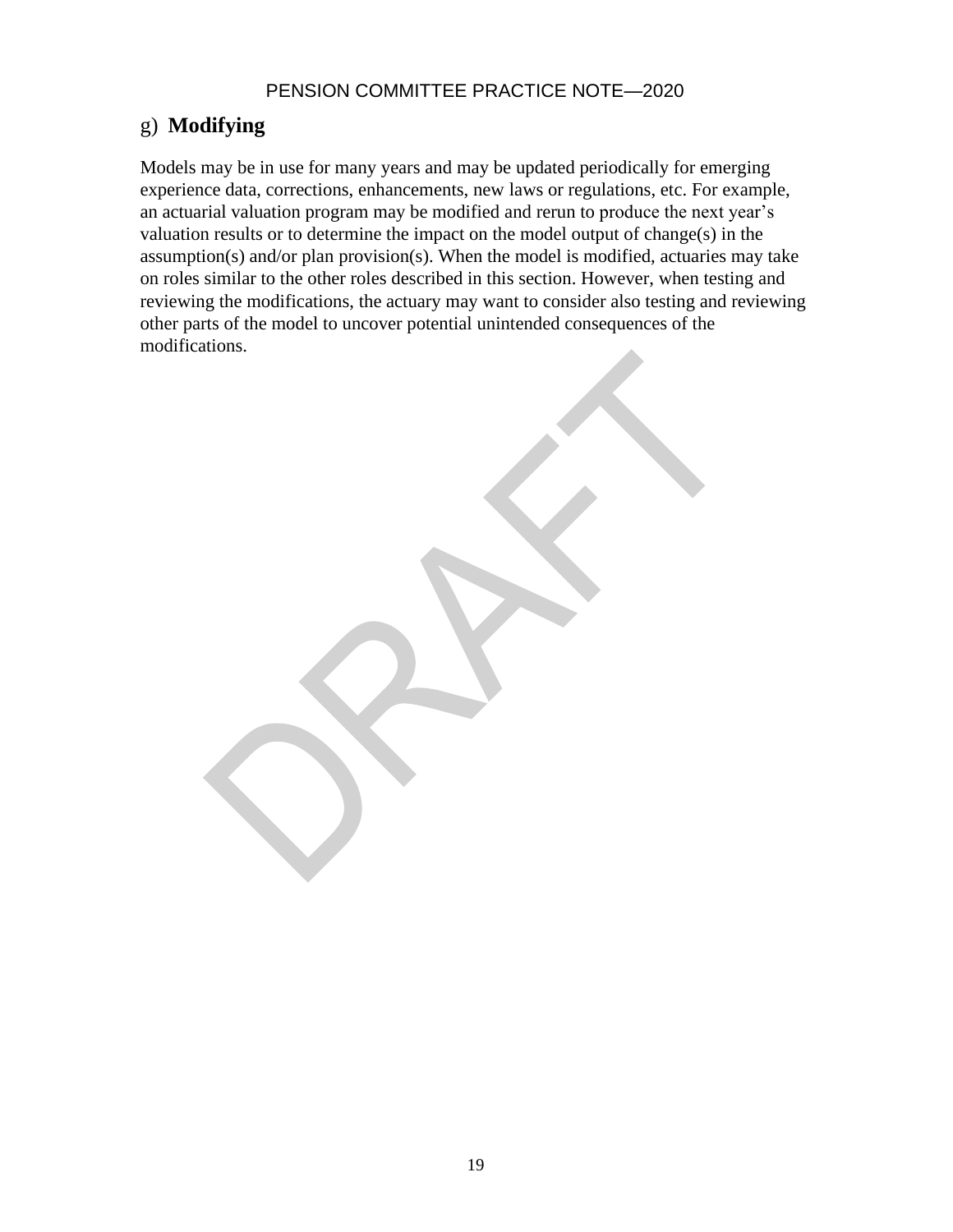## g) **Modifying**

Models may be in use for many years and may be updated periodically for emerging experience data, corrections, enhancements, new laws or regulations, etc. For example, an actuarial valuation program may be modified and rerun to produce the next year's valuation results or to determine the impact on the model output of change(s) in the assumption(s) and/or plan provision(s). When the model is modified, actuaries may take on roles similar to the other roles described in this section. However, when testing and reviewing the modifications, the actuary may want to consider also testing and reviewing other parts of the model to uncover potential unintended consequences of the modifications.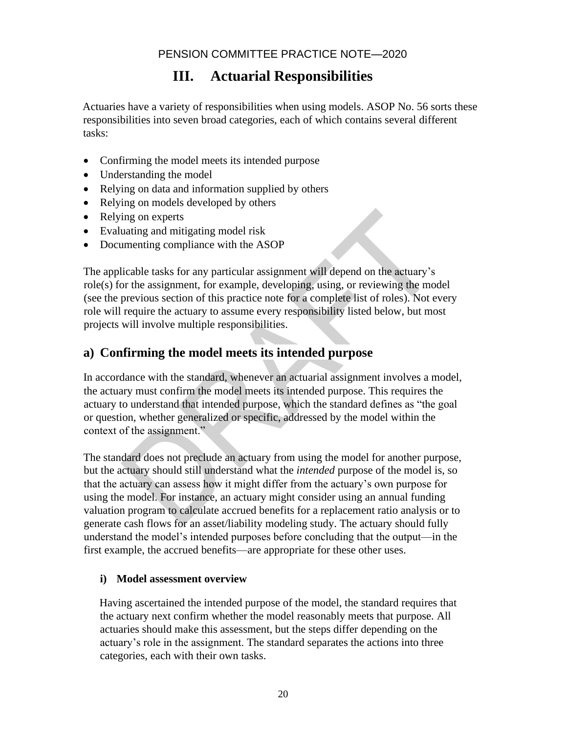# III. Actuarial Responsibilities

Actuaries have a variety of responsibilities when using models. ASOP No. 56 sorts these responsibilities into seven broad categories, each of which contains several different tasks:

- Confirming the model meets its intended purpose
- Understanding the model
- Relying on data and information supplied by others
- Relying on models developed by others
- Relying on experts
- Evaluating and mitigating model risk
- Documenting compliance with the ASOP

The applicable tasks for any particular assignment will depend on the actuary's role(s) for the assignment, for example, developing, using, or reviewing the model (see the previous section of this practice note for a complete list of roles). Not every role will require the actuary to assume every responsibility listed below, but most projects will involve multiple responsibilities.

## a) Confirming the model meets its intended purpose

In accordance with the standard, whenever an actuarial assignment involves a model, the actuary must confirm the model meets its intended purpose. This requires the actuary to understand that intended purpose, which the standard defines as "the goal or question, whether generalized or specific, addressed by the model within the context of the assignment."

The standard does not preclude an actuary from using the model for another purpose, but the actuary should still understand what the *intended* purpose of the model is, so that the actuary can assess how it might differ from the actuary's own purpose for using the model. For instance, an actuary might consider using an annual funding valuation program to calculate accrued benefits for a replacement ratio analysis or to generate cash flows for an asset/liability modeling study. The actuary should fully understand the model's intended purposes before concluding that the output—in the first example, the accrued benefits—are appropriate for these other uses.

### i) Model assessment overview

Having ascertained the intended purpose of the model, the standard requires that the actuary next confirm whether the model reasonably meets that purpose. All actuaries should make this assessment, but the steps differ depending on the actuary's role in the assignment. The standard separates the actions into three categories, each with their own tasks.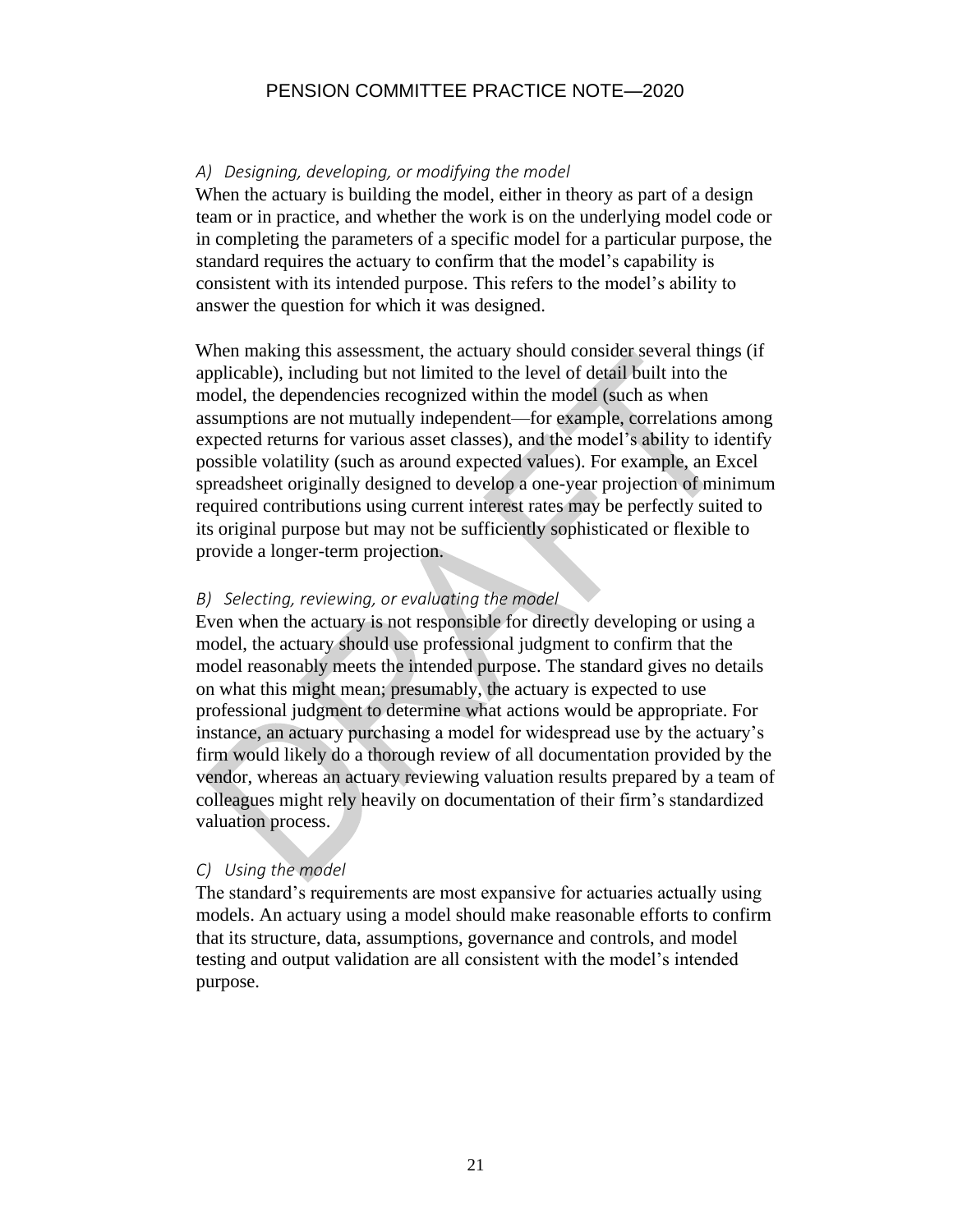### *A) Designing, developing, or modifying the model*

When the actuary is building the model, either in theory as part of a design team or in practice, and whether the work is on the underlying model code or in completing the parameters of a specific model for a particular purpose, the standard requires the actuary to confirm that the model's capability is consistent with its intended purpose. This refers to the model's ability to answer the question for which it was designed.

When making this assessment, the actuary should consider several things (if applicable), including but not limited to the level of detail built into the model, the dependencies recognized within the model (such as when assumptions are not mutually independent—for example, correlations among expected returns for various asset classes), and the model's ability to identify possible volatility (such as around expected values). For example, an Excel spreadsheet originally designed to develop a one-year projection of minimum required contributions using current interest rates may be perfectly suited to its original purpose but may not be sufficiently sophisticated or flexible to provide a longer-term projection.

### *B) Selecting, reviewing, or evaluating the model*

Even when the actuary is not responsible for directly developing or using a model, the actuary should use professional judgment to confirm that the model reasonably meets the intended purpose. The standard gives no details on what this might mean; presumably, the actuary is expected to use professional judgment to determine what actions would be appropriate. For instance, an actuary purchasing a model for widespread use by the actuary's firm would likely do a thorough review of all documentation provided by the vendor, whereas an actuary reviewing valuation results prepared by a team of colleagues might rely heavily on documentation of their firm's standardized valuation process.

### *C) Using the model*

The standard's requirements are most expansive for actuaries actually using models. An actuary using a model should make reasonable efforts to confirm that its structure, data, assumptions, governance and controls, and model testing and output validation are all consistent with the model's intended purpose.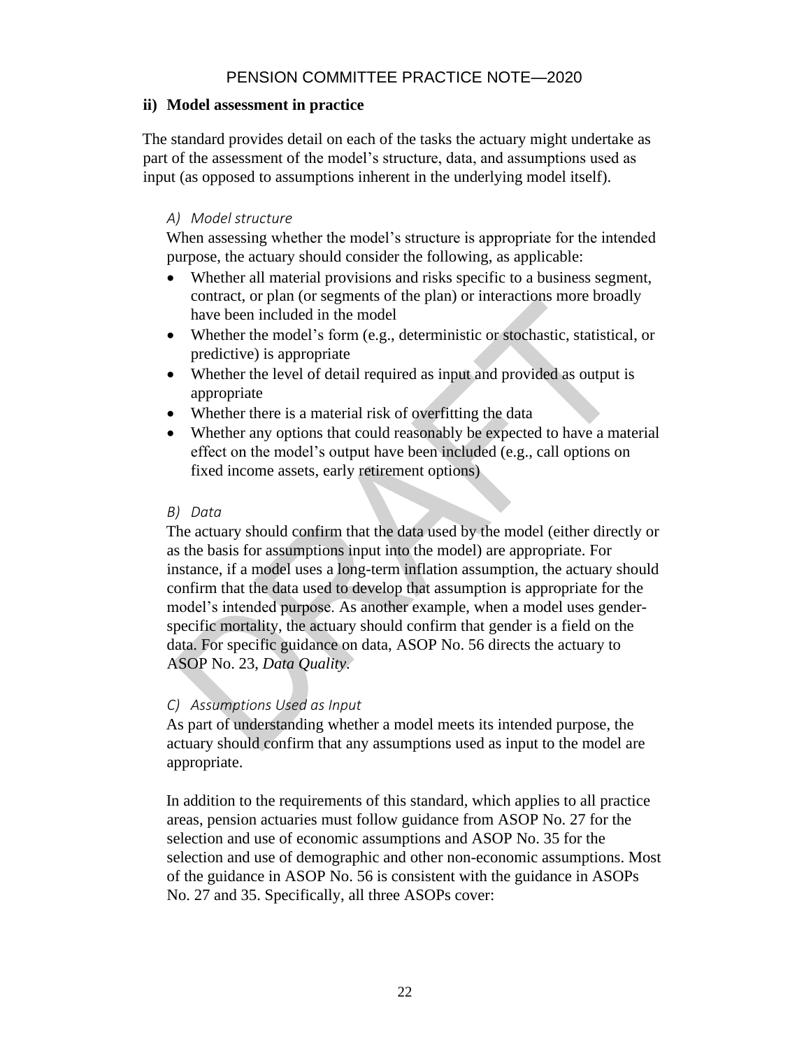### ii) Model assessment in practice

The standard provides detail on each of the tasks the actuary might undertake as part of the assessment of the model's structure, data, and assumptions used as input (as opposed to assumptions inherent in the underlying model itself).

*A) Model structure*

When assessing whether the model's structure is appropriate for the intended purpose, the actuary should consider the following, as applicable:

- Whether all material provisions and risks specific to a business segment, contract, or plan (or segments of the plan) or interactions more broadly have been included in the model
- Whether the model's form (e.g., deterministic or stochastic, statistical, or predictive) is appropriate
- Whether the level of detail required as input and provided as output is appropriate
- Whether there is a material risk of overfitting the data
- Whether any options that could reasonably be expected to have a material effect on the model's output have been included (e.g., call options on fixed income assets, early retirement options)

*B) Data*

The actuary should confirm that the data used by the model (either directly or as the basis for assumptions input into the model) are appropriate. For instance, if a model uses a long-term inflation assumption, the actuary should confirm that the data used to develop that assumption is appropriate for the model's intended purpose. As another example, when a model uses gender-specific mortality, the actuary should confirm that gender is a field on the data. For specific guidance on data, ASOP No. 56 directs the actuary to ASOP No. 23, *Data Quality*.

*C) Assumptions Used as Input*

As part of understanding whether a model meets its intended purpose, the actuary should confirm that any assumptions used as input to the model are appropriate.

In addition to the requirements of this standard, which applies to all practice areas, pension actuaries must follow guidance from ASOP No. 27 for the selection and use of economic assumptions and ASOP No. 35 for the selection and use of demographic and other non-economic assumptions. Most of the guidance in ASOP No. 56 is consistent with the guidance in ASOPs No. 27 and 35. Specifically, all three ASOPs cover: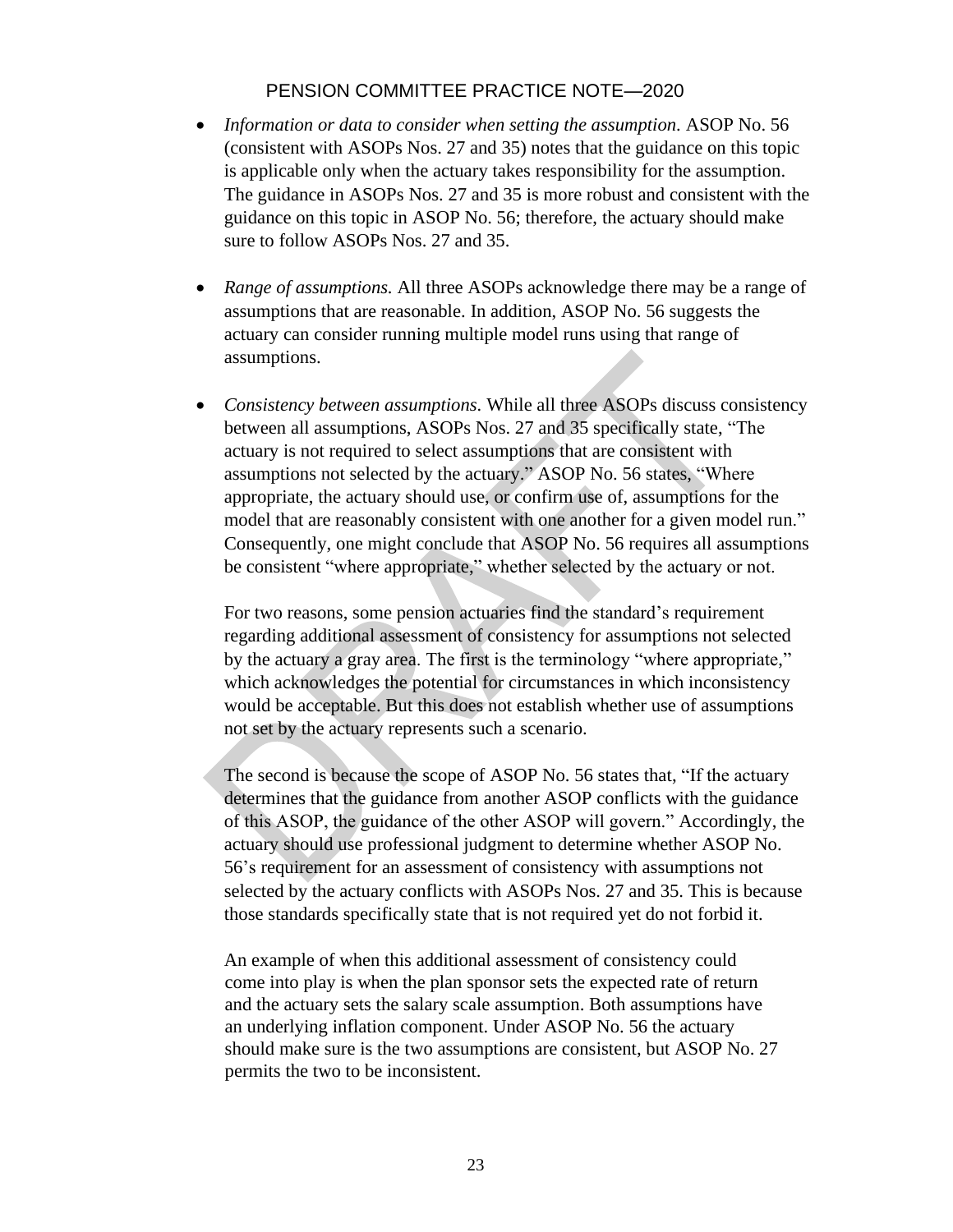- *Information or data to consider when setting the assumption.* ASOP No. 56 (consistent with ASOPs Nos. 27 and 35) notes that the guidance on this topic is applicable only when the actuary takes responsibility for the assumption. The guidance in ASOPs Nos. 27 and 35 is more robust and consistent with the guidance on this topic in ASOP No. 56; therefore, the actuary should make sure to follow ASOPs Nos. 27 and 35.

- *Range of assumptions.* All three ASOPs acknowledge there may be a range of assumptions that are reasonable. In addition, ASOP No. 56 suggests the actuary can consider running multiple model runs using that range of assumptions.

- *Consistency between assumptions.* While all three ASOPs discuss consistency between all assumptions, ASOPs Nos. 27 and 35 specifically state, "The actuary is not required to select assumptions that are consistent with assumptions not selected by the actuary." ASOP No. 56 states, "Where appropriate, the actuary should use, or confirm use of, assumptions for the model that are reasonably consistent with one another for a given model run." Consequently, one might conclude that ASOP No. 56 requires all assumptions be consistent "where appropriate," whether selected by the actuary or not.

  For two reasons, some pension actuaries find the standard's requirement regarding additional assessment of consistency for assumptions not selected by the actuary a gray area. The first is the terminology "where appropriate," which acknowledges the potential for circumstances in which inconsistency would be acceptable. But this does not establish whether use of assumptions not set by the actuary represents such a scenario.

  The second is because the scope of ASOP No. 56 states that, "If the actuary determines that the guidance from another ASOP conflicts with the guidance of this ASOP, the guidance of the other ASOP will govern." Accordingly, the actuary should use professional judgment to determine whether ASOP No. 56's requirement for an assessment of consistency with assumptions not selected by the actuary conflicts with ASOPs Nos. 27 and 35. This is because those standards specifically state that is not required yet do not forbid it.

  An example of when this additional assessment of consistency could come into play is when the plan sponsor sets the expected rate of return and the actuary sets the salary scale assumption. Both assumptions have an underlying inflation component. Under ASOP No. 56 the actuary should make sure is the two assumptions are consistent, but ASOP No. 27 permits the two to be inconsistent.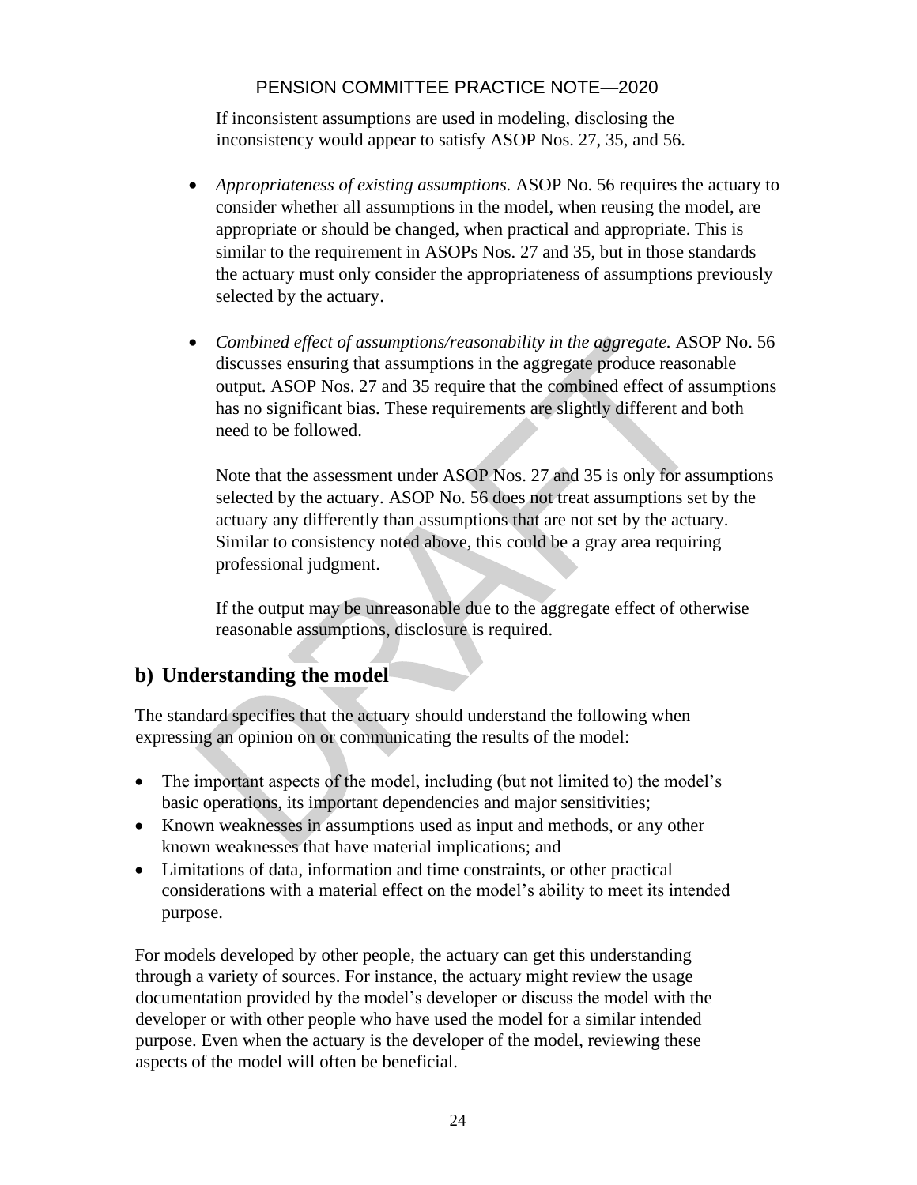If inconsistent assumptions are used in modeling, disclosing the inconsistency would appear to satisfy ASOP Nos. 27, 35, and 56.

- *Appropriateness of existing assumptions.* ASOP No. 56 requires the actuary to consider whether all assumptions in the model, when reusing the model, are appropriate or should be changed, when practical and appropriate. This is similar to the requirement in ASOPs Nos. 27 and 35, but in those standards the actuary must only consider the appropriateness of assumptions previously selected by the actuary.

- *Combined effect of assumptions/reasonability in the aggregate.* ASOP No. 56 discusses ensuring that assumptions in the aggregate produce reasonable output. ASOP Nos. 27 and 35 require that the combined effect of assumptions has no significant bias. These requirements are slightly different and both need to be followed.

  Note that the assessment under ASOP Nos. 27 and 35 is only for assumptions selected by the actuary. ASOP No. 56 does not treat assumptions set by the actuary any differently than assumptions that are not set by the actuary. Similar to consistency noted above, this could be a gray area requiring professional judgment.

  If the output may be unreasonable due to the aggregate effect of otherwise reasonable assumptions, disclosure is required.

## b) Understanding the model

The standard specifies that the actuary should understand the following when expressing an opinion on or communicating the results of the model:

- The important aspects of the model, including (but not limited to) the model's basic operations, its important dependencies and major sensitivities;
- Known weaknesses in assumptions used as input and methods, or any other known weaknesses that have material implications; and
- Limitations of data, information and time constraints, or other practical considerations with a material effect on the model's ability to meet its intended purpose.

For models developed by other people, the actuary can get this understanding through a variety of sources. For instance, the actuary might review the usage documentation provided by the model's developer or discuss the model with the developer or with other people who have used the model for a similar intended purpose. Even when the actuary is the developer of the model, reviewing these aspects of the model will often be beneficial.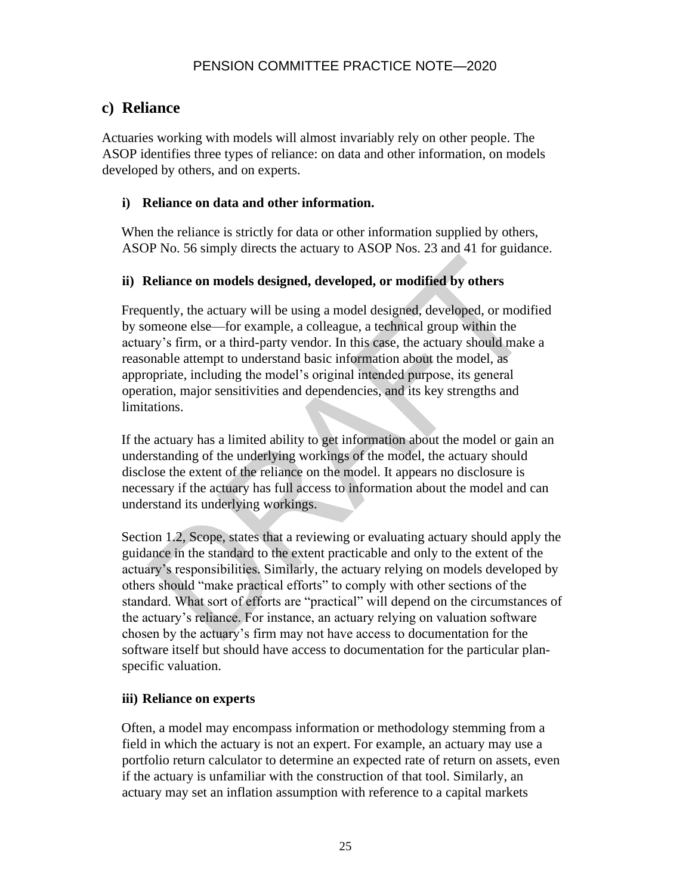## c) Reliance

Actuaries working with models will almost invariably rely on other people. The ASOP identifies three types of reliance: on data and other information, on models developed by others, and on experts.

### i) Reliance on data and other information.

When the reliance is strictly for data or other information supplied by others, ASOP No. 56 simply directs the actuary to ASOP Nos. 23 and 41 for guidance.

### ii) Reliance on models designed, developed, or modified by others

Frequently, the actuary will be using a model designed, developed, or modified by someone else—for example, a colleague, a technical group within the actuary's firm, or a third-party vendor. In this case, the actuary should make a reasonable attempt to understand basic information about the model, as appropriate, including the model's original intended purpose, its general operation, major sensitivities and dependencies, and its key strengths and limitations.

If the actuary has a limited ability to get information about the model or gain an understanding of the underlying workings of the model, the actuary should disclose the extent of the reliance on the model. It appears no disclosure is necessary if the actuary has full access to information about the model and can understand its underlying workings.

Section 1.2, Scope, states that a reviewing or evaluating actuary should apply the guidance in the standard to the extent practicable and only to the extent of the actuary's responsibilities. Similarly, the actuary relying on models developed by others should "make practical efforts" to comply with other sections of the standard. What sort of efforts are "practical" will depend on the circumstances of the actuary's reliance. For instance, an actuary relying on valuation software chosen by the actuary's firm may not have access to documentation for the software itself but should have access to documentation for the particular plan-specific valuation.

### iii) Reliance on experts

Often, a model may encompass information or methodology stemming from a field in which the actuary is not an expert. For example, an actuary may use a portfolio return calculator to determine an expected rate of return on assets, even if the actuary is unfamiliar with the construction of that tool. Similarly, an actuary may set an inflation assumption with reference to a capital markets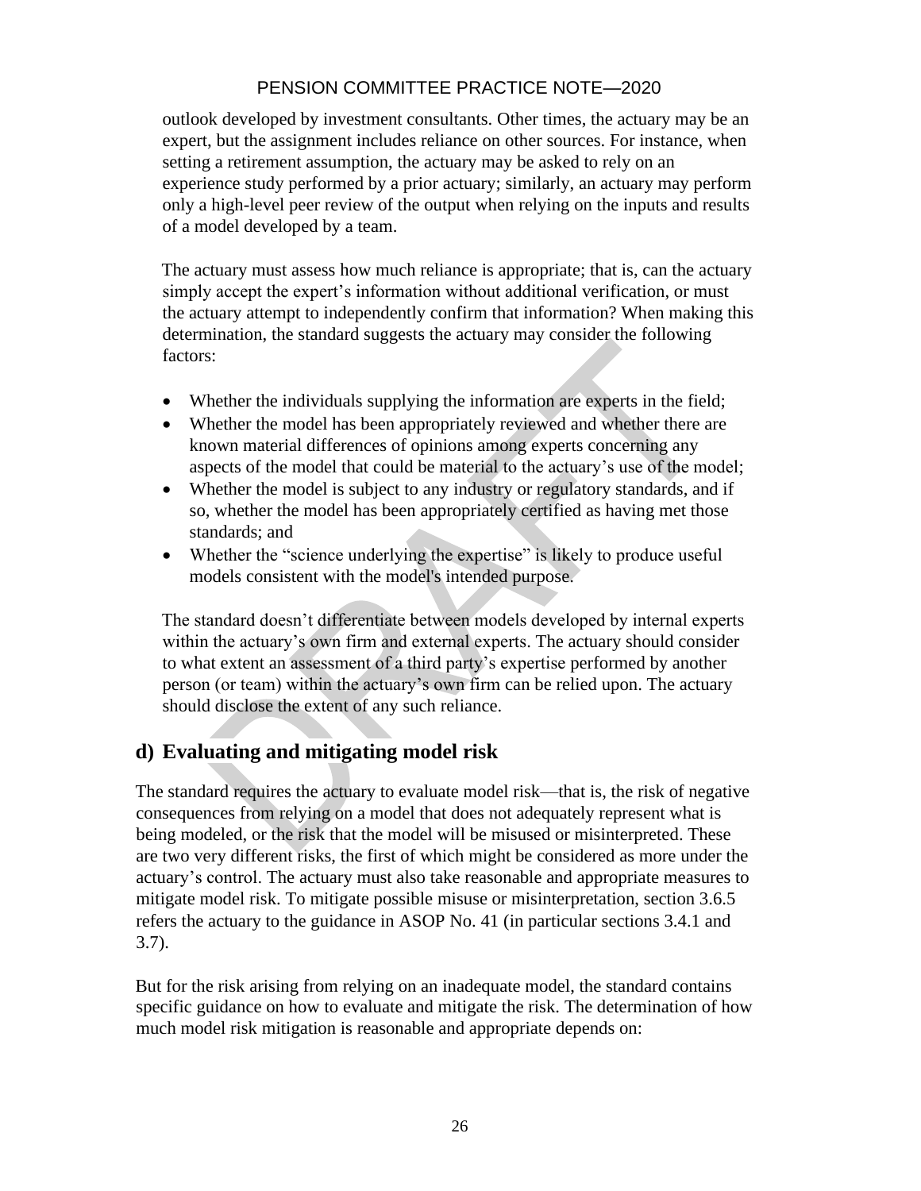outlook developed by investment consultants. Other times, the actuary may be an expert, but the assignment includes reliance on other sources. For instance, when setting a retirement assumption, the actuary may be asked to rely on an experience study performed by a prior actuary; similarly, an actuary may perform only a high-level peer review of the output when relying on the inputs and results of a model developed by a team.

The actuary must assess how much reliance is appropriate; that is, can the actuary simply accept the expert's information without additional verification, or must the actuary attempt to independently confirm that information? When making this determination, the standard suggests the actuary may consider the following factors:

- Whether the individuals supplying the information are experts in the field;
- Whether the model has been appropriately reviewed and whether there are known material differences of opinions among experts concerning any aspects of the model that could be material to the actuary's use of the model;
- Whether the model is subject to any industry or regulatory standards, and if so, whether the model has been appropriately certified as having met those standards; and
- Whether the "science underlying the expertise" is likely to produce useful models consistent with the model's intended purpose.

The standard doesn't differentiate between models developed by internal experts within the actuary's own firm and external experts. The actuary should consider to what extent an assessment of a third party's expertise performed by another person (or team) within the actuary's own firm can be relied upon. The actuary should disclose the extent of any such reliance.

## d) Evaluating and mitigating model risk

The standard requires the actuary to evaluate model risk—that is, the risk of negative consequences from relying on a model that does not adequately represent what is being modeled, or the risk that the model will be misused or misinterpreted. These are two very different risks, the first of which might be considered as more under the actuary's control. The actuary must also take reasonable and appropriate measures to mitigate model risk. To mitigate possible misuse or misinterpretation, section 3.6.5 refers the actuary to the guidance in ASOP No. 41 (in particular sections 3.4.1 and 3.7).

But for the risk arising from relying on an inadequate model, the standard contains specific guidance on how to evaluate and mitigate the risk. The determination of how much model risk mitigation is reasonable and appropriate depends on: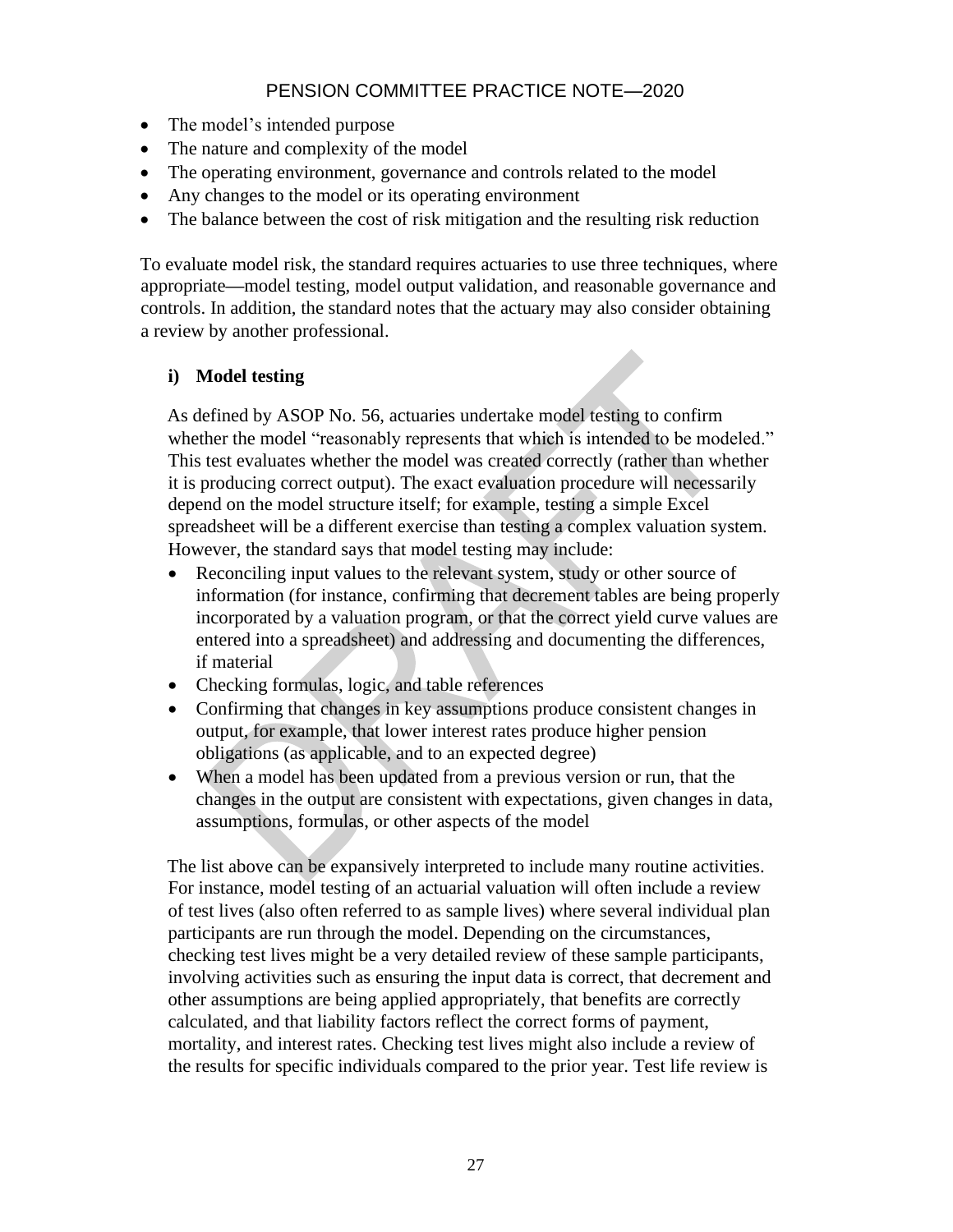- The model's intended purpose
- The nature and complexity of the model
- The operating environment, governance and controls related to the model
- Any changes to the model or its operating environment
- The balance between the cost of risk mitigation and the resulting risk reduction

To evaluate model risk, the standard requires actuaries to use three techniques, where appropriate—model testing, model output validation, and reasonable governance and controls. In addition, the standard notes that the actuary may also consider obtaining a review by another professional.

**i) Model testing**

As defined by ASOP No. 56, actuaries undertake model testing to confirm whether the model "reasonably represents that which is intended to be modeled." This test evaluates whether the model was created correctly (rather than whether it is producing correct output). The exact evaluation procedure will necessarily depend on the model structure itself; for example, testing a simple Excel spreadsheet will be a different exercise than testing a complex valuation system. However, the standard says that model testing may include:

- Reconciling input values to the relevant system, study or other source of information (for instance, confirming that decrement tables are being properly incorporated by a valuation program, or that the correct yield curve values are entered into a spreadsheet) and addressing and documenting the differences, if material
- Checking formulas, logic, and table references
- Confirming that changes in key assumptions produce consistent changes in output, for example, that lower interest rates produce higher pension obligations (as applicable, and to an expected degree)
- When a model has been updated from a previous version or run, that the changes in the output are consistent with expectations, given changes in data, assumptions, formulas, or other aspects of the model

The list above can be expansively interpreted to include many routine activities. For instance, model testing of an actuarial valuation will often include a review of test lives (also often referred to as sample lives) where several individual plan participants are run through the model. Depending on the circumstances, checking test lives might be a very detailed review of these sample participants, involving activities such as ensuring the input data is correct, that decrement and other assumptions are being applied appropriately, that benefits are correctly calculated, and that liability factors reflect the correct forms of payment, mortality, and interest rates. Checking test lives might also include a review of the results for specific individuals compared to the prior year. Test life review is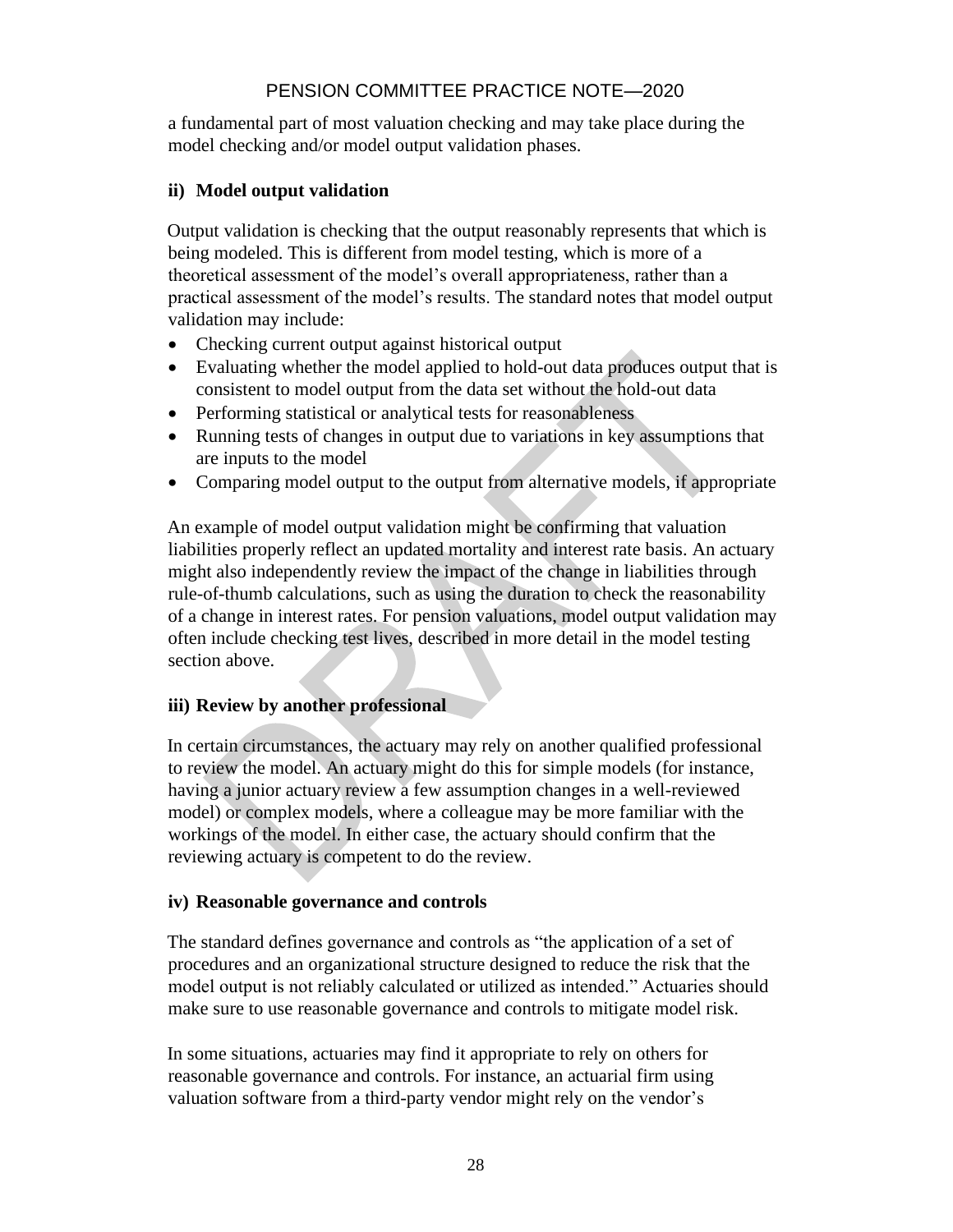a fundamental part of most valuation checking and may take place during the model checking and/or model output validation phases.

#### ii) Model output validation

Output validation is checking that the output reasonably represents that which is being modeled. This is different from model testing, which is more of a theoretical assessment of the model's overall appropriateness, rather than a practical assessment of the model's results. The standard notes that model output validation may include:

- Checking current output against historical output
- Evaluating whether the model applied to hold-out data produces output that is consistent to model output from the data set without the hold-out data
- Performing statistical or analytical tests for reasonableness
- Running tests of changes in output due to variations in key assumptions that are inputs to the model
- Comparing model output to the output from alternative models, if appropriate

An example of model output validation might be confirming that valuation liabilities properly reflect an updated mortality and interest rate basis. An actuary might also independently review the impact of the change in liabilities through rule-of-thumb calculations, such as using the duration to check the reasonability of a change in interest rates. For pension valuations, model output validation may often include checking test lives, described in more detail in the model testing section above.

#### iii) Review by another professional

In certain circumstances, the actuary may rely on another qualified professional to review the model. An actuary might do this for simple models (for instance, having a junior actuary review a few assumption changes in a well-reviewed model) or complex models, where a colleague may be more familiar with the workings of the model. In either case, the actuary should confirm that the reviewing actuary is competent to do the review.

#### iv) Reasonable governance and controls

The standard defines governance and controls as "the application of a set of procedures and an organizational structure designed to reduce the risk that the model output is not reliably calculated or utilized as intended." Actuaries should make sure to use reasonable governance and controls to mitigate model risk.

In some situations, actuaries may find it appropriate to rely on others for reasonable governance and controls. For instance, an actuarial firm using valuation software from a third-party vendor might rely on the vendor's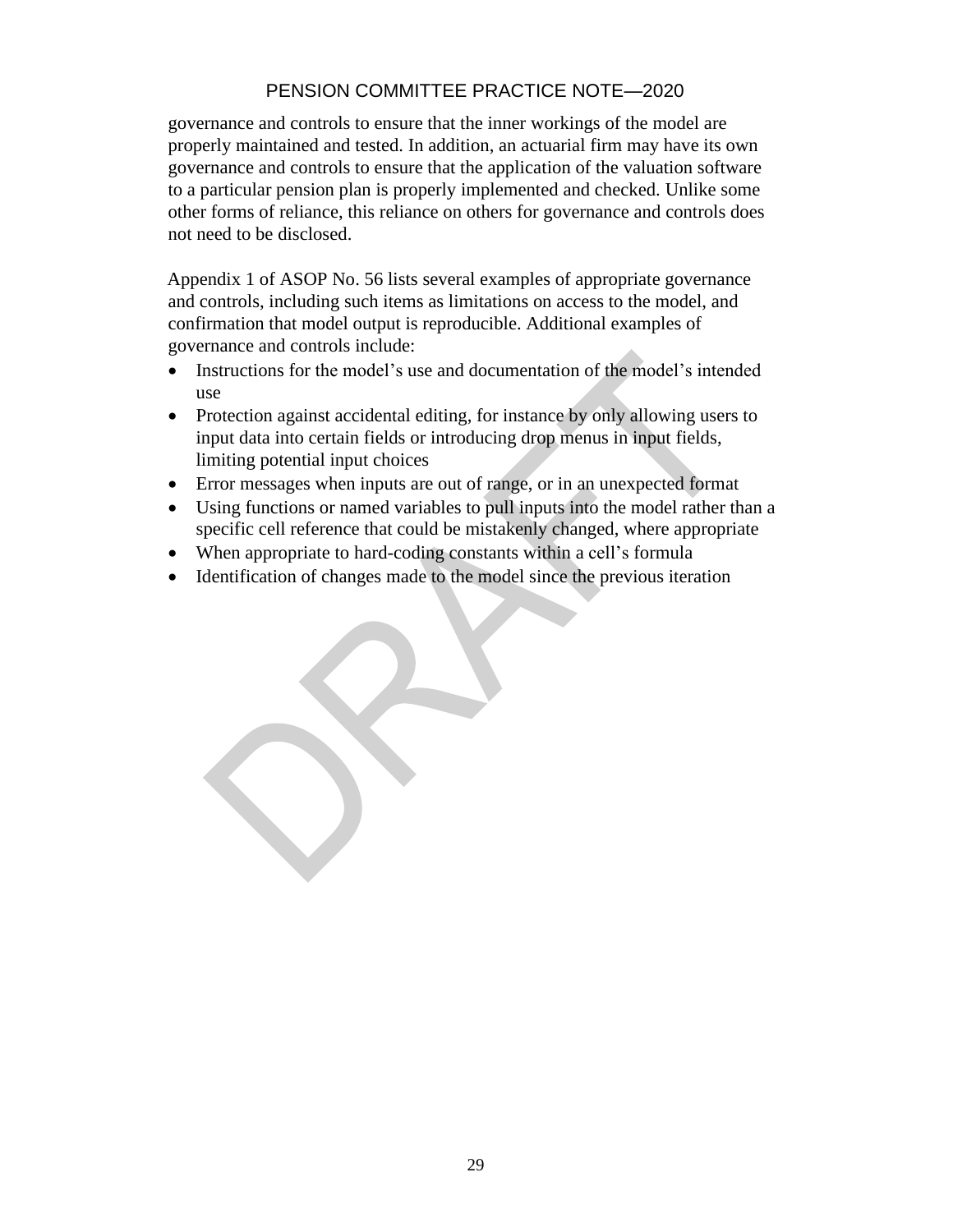governance and controls to ensure that the inner workings of the model are properly maintained and tested. In addition, an actuarial firm may have its own governance and controls to ensure that the application of the valuation software to a particular pension plan is properly implemented and checked. Unlike some other forms of reliance, this reliance on others for governance and controls does not need to be disclosed.

Appendix 1 of ASOP No. 56 lists several examples of appropriate governance and controls, including such items as limitations on access to the model, and confirmation that model output is reproducible. Additional examples of governance and controls include:

- Instructions for the model's use and documentation of the model's intended use
- Protection against accidental editing, for instance by only allowing users to input data into certain fields or introducing drop menus in input fields, limiting potential input choices
- Error messages when inputs are out of range, or in an unexpected format
- Using functions or named variables to pull inputs into the model rather than a specific cell reference that could be mistakenly changed, where appropriate
- When appropriate to hard-coding constants within a cell's formula
- Identification of changes made to the model since the previous iteration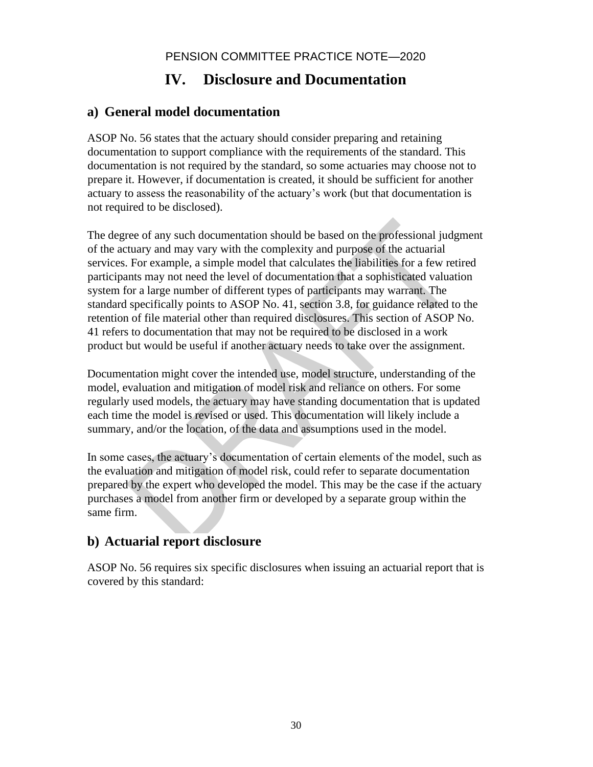# IV. Disclosure and Documentation

## a) General model documentation

ASOP No. 56 states that the actuary should consider preparing and retaining documentation to support compliance with the requirements of the standard. This documentation is not required by the standard, so some actuaries may choose not to prepare it. However, if documentation is created, it should be sufficient for another actuary to assess the reasonability of the actuary's work (but that documentation is not required to be disclosed).

The degree of any such documentation should be based on the professional judgment of the actuary and may vary with the complexity and purpose of the actuarial services. For example, a simple model that calculates the liabilities for a few retired participants may not need the level of documentation that a sophisticated valuation system for a large number of different types of participants may warrant. The standard specifically points to ASOP No. 41, section 3.8, for guidance related to the retention of file material other than required disclosures. This section of ASOP No. 41 refers to documentation that may not be required to be disclosed in a work product but would be useful if another actuary needs to take over the assignment.

Documentation might cover the intended use, model structure, understanding of the model, evaluation and mitigation of model risk and reliance on others. For some regularly used models, the actuary may have standing documentation that is updated each time the model is revised or used. This documentation will likely include a summary, and/or the location, of the data and assumptions used in the model.

In some cases, the actuary's documentation of certain elements of the model, such as the evaluation and mitigation of model risk, could refer to separate documentation prepared by the expert who developed the model. This may be the case if the actuary purchases a model from another firm or developed by a separate group within the same firm.

## b) Actuarial report disclosure

ASOP No. 56 requires six specific disclosures when issuing an actuarial report that is covered by this standard: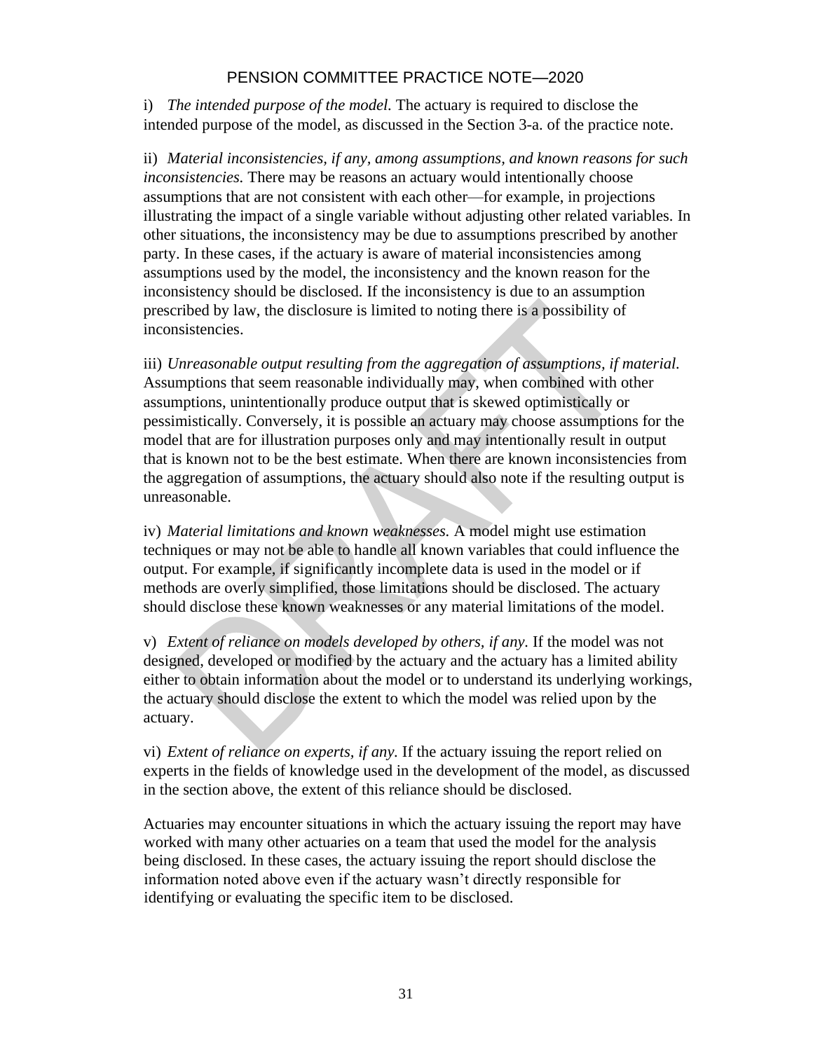i) *The intended purpose of the model.* The actuary is required to disclose the intended purpose of the model, as discussed in the Section 3-a. of the practice note.

ii) *Material inconsistencies, if any, among assumptions, and known reasons for such inconsistencies.* There may be reasons an actuary would intentionally choose assumptions that are not consistent with each other—for example, in projections illustrating the impact of a single variable without adjusting other related variables. In other situations, the inconsistency may be due to assumptions prescribed by another party. In these cases, if the actuary is aware of material inconsistencies among assumptions used by the model, the inconsistency and the known reason for the inconsistency should be disclosed. If the inconsistency is due to an assumption prescribed by law, the disclosure is limited to noting there is a possibility of inconsistencies.

iii) *Unreasonable output resulting from the aggregation of assumptions, if material.* Assumptions that seem reasonable individually may, when combined with other assumptions, unintentionally produce output that is skewed optimistically or pessimistically. Conversely, it is possible an actuary may choose assumptions for the model that are for illustration purposes only and may intentionally result in output that is known not to be the best estimate. When there are known inconsistencies from the aggregation of assumptions, the actuary should also note if the resulting output is unreasonable.

iv) *Material limitations and known weaknesses.* A model might use estimation techniques or may not be able to handle all known variables that could influence the output. For example, if significantly incomplete data is used in the model or if methods are overly simplified, those limitations should be disclosed. The actuary should disclose these known weaknesses or any material limitations of the model.

v) *Extent of reliance on models developed by others, if any.* If the model was not designed, developed or modified by the actuary and the actuary has a limited ability either to obtain information about the model or to understand its underlying workings, the actuary should disclose the extent to which the model was relied upon by the actuary.

vi) *Extent of reliance on experts, if any.* If the actuary issuing the report relied on experts in the fields of knowledge used in the development of the model, as discussed in the section above, the extent of this reliance should be disclosed.

Actuaries may encounter situations in which the actuary issuing the report may have worked with many other actuaries on a team that used the model for the analysis being disclosed. In these cases, the actuary issuing the report should disclose the information noted above even if the actuary wasn't directly responsible for identifying or evaluating the specific item to be disclosed.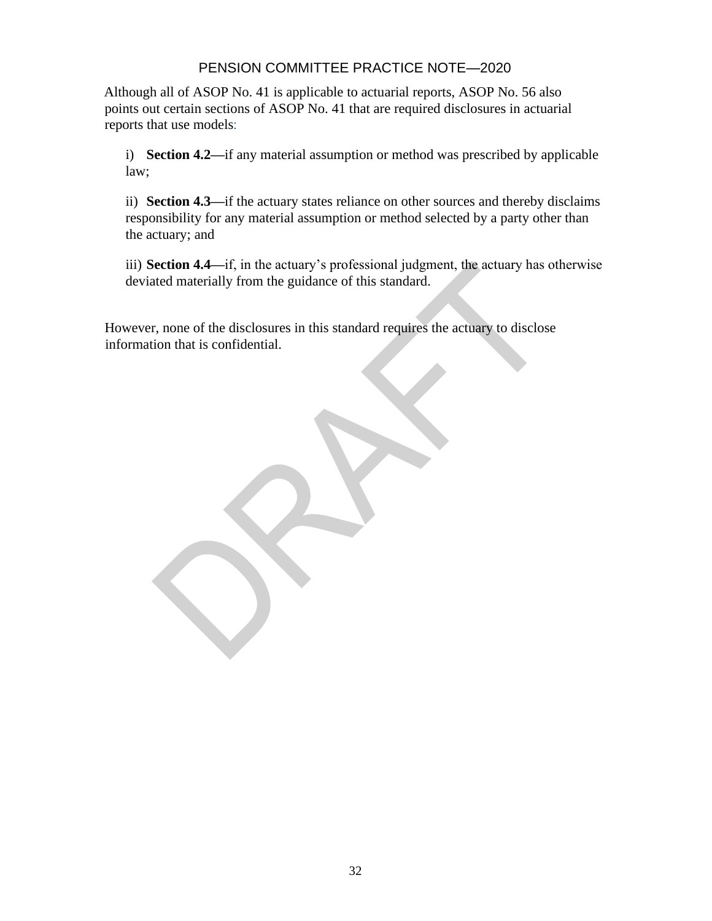Although all of ASOP No. 41 is applicable to actuarial reports, ASOP No. 56 also points out certain sections of ASOP No. 41 that are required disclosures in actuarial reports that use models:

i) **Section 4.2—**if any material assumption or method was prescribed by applicable law;

ii) **Section 4.3—**if the actuary states reliance on other sources and thereby disclaims responsibility for any material assumption or method selected by a party other than the actuary; and

iii) **Section 4.4—**if, in the actuary's professional judgment, the actuary has otherwise deviated materially from the guidance of this standard.

However, none of the disclosures in this standard requires the actuary to disclose information that is confidential.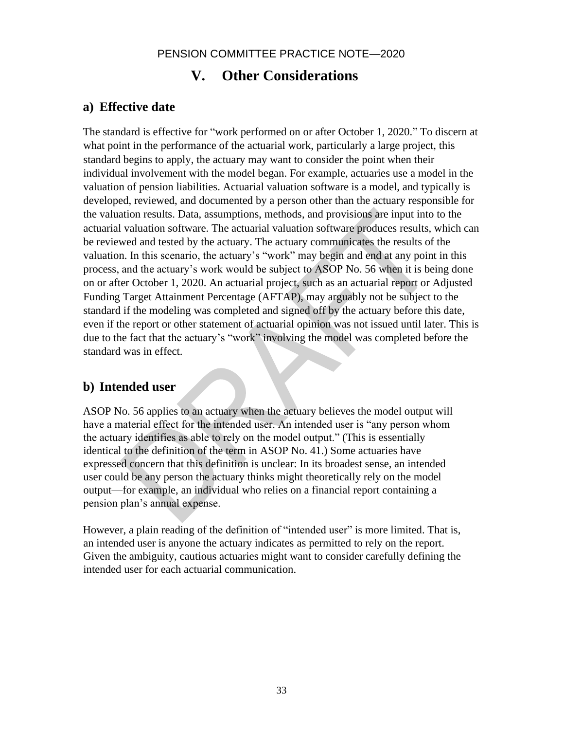# V. Other Considerations

## a) Effective date

The standard is effective for "work performed on or after October 1, 2020." To discern at what point in the performance of the actuarial work, particularly a large project, this standard begins to apply, the actuary may want to consider the point when their individual involvement with the model began. For example, actuaries use a model in the valuation of pension liabilities. Actuarial valuation software is a model, and typically is developed, reviewed, and documented by a person other than the actuary responsible for the valuation results. Data, assumptions, methods, and provisions are input into to the actuarial valuation software. The actuarial valuation software produces results, which can be reviewed and tested by the actuary. The actuary communicates the results of the valuation. In this scenario, the actuary's "work" may begin and end at any point in this process, and the actuary's work would be subject to ASOP No. 56 when it is being done on or after October 1, 2020. An actuarial project, such as an actuarial report or Adjusted Funding Target Attainment Percentage (AFTAP), may arguably not be subject to the standard if the modeling was completed and signed off by the actuary before this date, even if the report or other statement of actuarial opinion was not issued until later. This is due to the fact that the actuary's "work" involving the model was completed before the standard was in effect.

## b) Intended user

ASOP No. 56 applies to an actuary when the actuary believes the model output will have a material effect for the intended user. An intended user is "any person whom the actuary identifies as able to rely on the model output." (This is essentially identical to the definition of the term in ASOP No. 41.) Some actuaries have expressed concern that this definition is unclear: In its broadest sense, an intended user could be any person the actuary thinks might theoretically rely on the model output—for example, an individual who relies on a financial report containing a pension plan's annual expense.

However, a plain reading of the definition of "intended user" is more limited. That is, an intended user is anyone the actuary indicates as permitted to rely on the report. Given the ambiguity, cautious actuaries might want to consider carefully defining the intended user for each actuarial communication.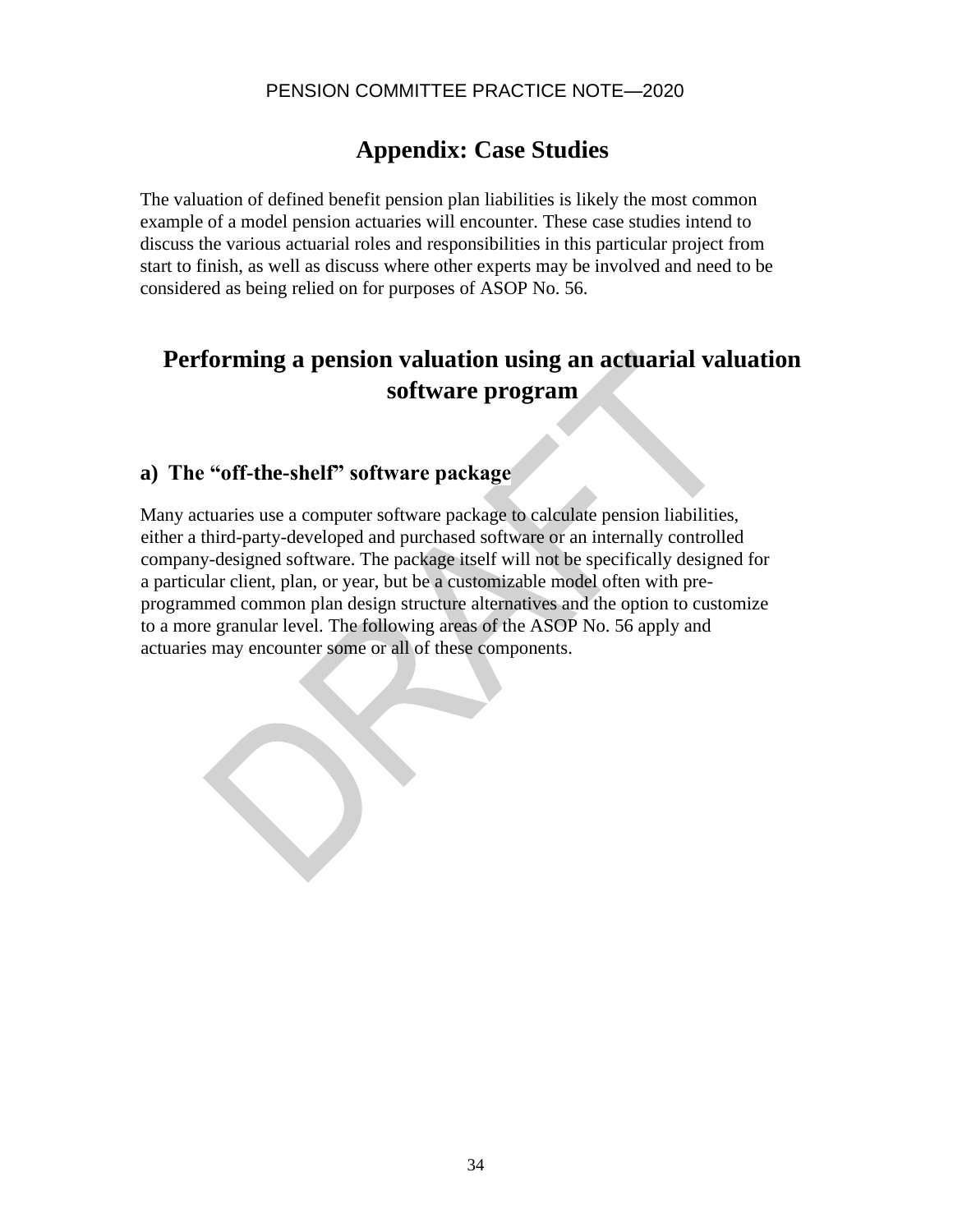# Appendix: Case Studies

The valuation of defined benefit pension plan liabilities is likely the most common example of a model pension actuaries will encounter. These case studies intend to discuss the various actuarial roles and responsibilities in this particular project from start to finish, as well as discuss where other experts may be involved and need to be considered as being relied on for purposes of ASOP No. 56.

## Performing a pension valuation using an actuarial valuation software program

### a) The "off-the-shelf" software package

Many actuaries use a computer software package to calculate pension liabilities, either a third-party-developed and purchased software or an internally controlled company-designed software. The package itself will not be specifically designed for a particular client, plan, or year, but be a customizable model often with pre-programmed common plan design structure alternatives and the option to customize to a more granular level. The following areas of the ASOP No. 56 apply and actuaries may encounter some or all of these components.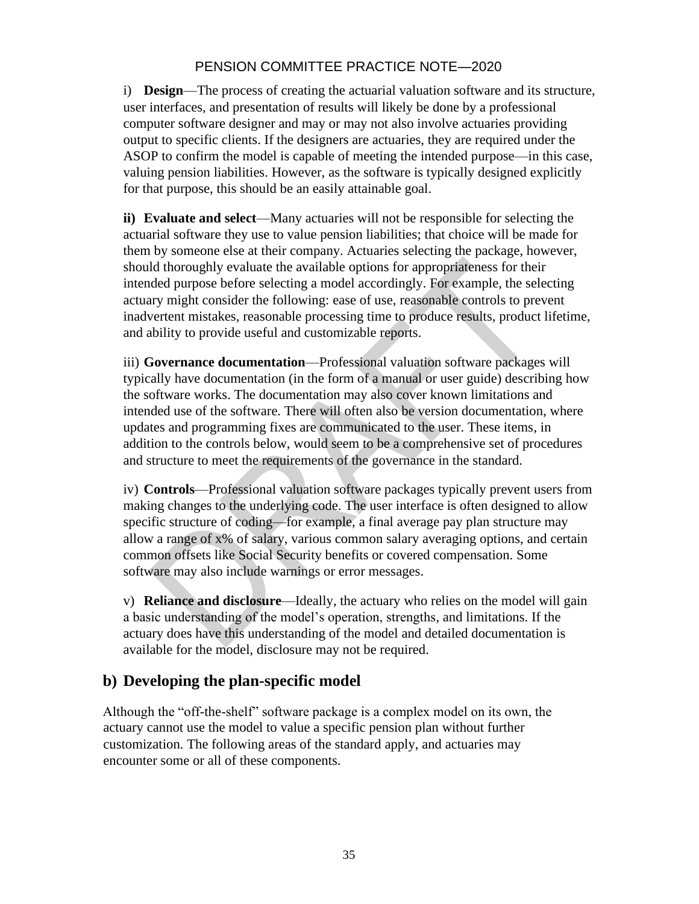i) **Design**—The process of creating the actuarial valuation software and its structure, user interfaces, and presentation of results will likely be done by a professional computer software designer and may or may not also involve actuaries providing output to specific clients. If the designers are actuaries, they are required under the ASOP to confirm the model is capable of meeting the intended purpose—in this case, valuing pension liabilities. However, as the software is typically designed explicitly for that purpose, this should be an easily attainable goal.

**ii) Evaluate and select**—Many actuaries will not be responsible for selecting the actuarial software they use to value pension liabilities; that choice will be made for them by someone else at their company. Actuaries selecting the package, however, should thoroughly evaluate the available options for appropriateness for their intended purpose before selecting a model accordingly. For example, the selecting actuary might consider the following: ease of use, reasonable controls to prevent inadvertent mistakes, reasonable processing time to produce results, product lifetime, and ability to provide useful and customizable reports.

iii) **Governance documentation**—Professional valuation software packages will typically have documentation (in the form of a manual or user guide) describing how the software works. The documentation may also cover known limitations and intended use of the software. There will often also be version documentation, where updates and programming fixes are communicated to the user. These items, in addition to the controls below, would seem to be a comprehensive set of procedures and structure to meet the requirements of the governance in the standard.

iv) **Controls**—Professional valuation software packages typically prevent users from making changes to the underlying code. The user interface is often designed to allow specific structure of coding—for example, a final average pay plan structure may allow a range of x% of salary, various common salary averaging options, and certain common offsets like Social Security benefits or covered compensation. Some software may also include warnings or error messages.

v) **Reliance and disclosure**—Ideally, the actuary who relies on the model will gain a basic understanding of the model's operation, strengths, and limitations. If the actuary does have this understanding of the model and detailed documentation is available for the model, disclosure may not be required.

## b) Developing the plan-specific model

Although the "off-the-shelf" software package is a complex model on its own, the actuary cannot use the model to value a specific pension plan without further customization. The following areas of the standard apply, and actuaries may encounter some or all of these components.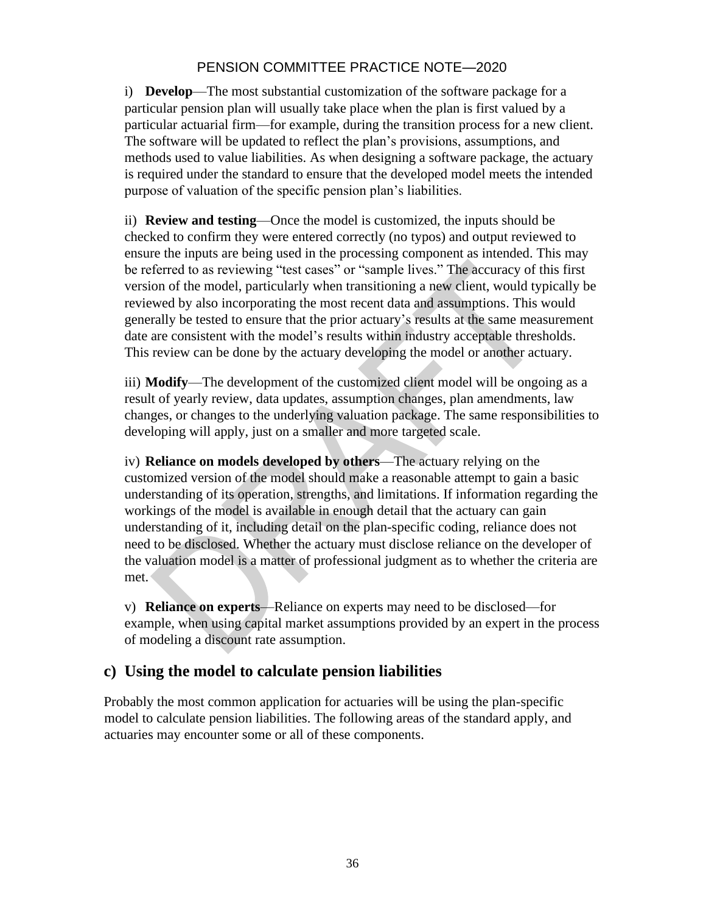i) **Develop**—The most substantial customization of the software package for a particular pension plan will usually take place when the plan is first valued by a particular actuarial firm—for example, during the transition process for a new client. The software will be updated to reflect the plan's provisions, assumptions, and methods used to value liabilities. As when designing a software package, the actuary is required under the standard to ensure that the developed model meets the intended purpose of valuation of the specific pension plan's liabilities.

ii) **Review and testing**—Once the model is customized, the inputs should be checked to confirm they were entered correctly (no typos) and output reviewed to ensure the inputs are being used in the processing component as intended. This may be referred to as reviewing "test cases" or "sample lives." The accuracy of this first version of the model, particularly when transitioning a new client, would typically be reviewed by also incorporating the most recent data and assumptions. This would generally be tested to ensure that the prior actuary's results at the same measurement date are consistent with the model's results within industry acceptable thresholds. This review can be done by the actuary developing the model or another actuary.

iii) **Modify**—The development of the customized client model will be ongoing as a result of yearly review, data updates, assumption changes, plan amendments, law changes, or changes to the underlying valuation package. The same responsibilities to developing will apply, just on a smaller and more targeted scale.

iv) **Reliance on models developed by others**—The actuary relying on the customized version of the model should make a reasonable attempt to gain a basic understanding of its operation, strengths, and limitations. If information regarding the workings of the model is available in enough detail that the actuary can gain understanding of it, including detail on the plan-specific coding, reliance does not need to be disclosed. Whether the actuary must disclose reliance on the developer of the valuation model is a matter of professional judgment as to whether the criteria are met.

v) **Reliance on experts**—Reliance on experts may need to be disclosed—for example, when using capital market assumptions provided by an expert in the process of modeling a discount rate assumption.

## c) Using the model to calculate pension liabilities

Probably the most common application for actuaries will be using the plan-specific model to calculate pension liabilities. The following areas of the standard apply, and actuaries may encounter some or all of these components.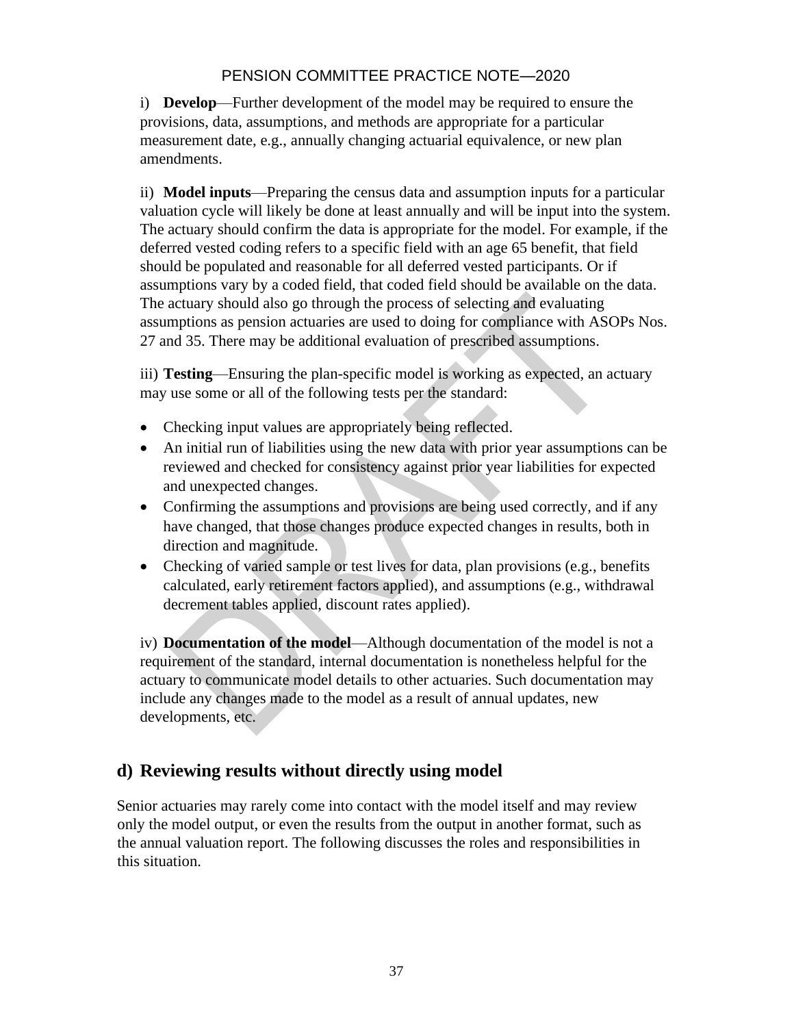i) **Develop**—Further development of the model may be required to ensure the provisions, data, assumptions, and methods are appropriate for a particular measurement date, e.g., annually changing actuarial equivalence, or new plan amendments.

ii) **Model inputs**—Preparing the census data and assumption inputs for a particular valuation cycle will likely be done at least annually and will be input into the system. The actuary should confirm the data is appropriate for the model. For example, if the deferred vested coding refers to a specific field with an age 65 benefit, that field should be populated and reasonable for all deferred vested participants. Or if assumptions vary by a coded field, that coded field should be available on the data. The actuary should also go through the process of selecting and evaluating assumptions as pension actuaries are used to doing for compliance with ASOPs Nos. 27 and 35. There may be additional evaluation of prescribed assumptions.

iii) **Testing**—Ensuring the plan-specific model is working as expected, an actuary may use some or all of the following tests per the standard:

- Checking input values are appropriately being reflected.
- An initial run of liabilities using the new data with prior year assumptions can be reviewed and checked for consistency against prior year liabilities for expected and unexpected changes.
- Confirming the assumptions and provisions are being used correctly, and if any have changed, that those changes produce expected changes in results, both in direction and magnitude.
- Checking of varied sample or test lives for data, plan provisions (e.g., benefits calculated, early retirement factors applied), and assumptions (e.g., withdrawal decrement tables applied, discount rates applied).

iv) **Documentation of the model**—Although documentation of the model is not a requirement of the standard, internal documentation is nonetheless helpful for the actuary to communicate model details to other actuaries. Such documentation may include any changes made to the model as a result of annual updates, new developments, etc.

## d) Reviewing results without directly using model

Senior actuaries may rarely come into contact with the model itself and may review only the model output, or even the results from the output in another format, such as the annual valuation report. The following discusses the roles and responsibilities in this situation.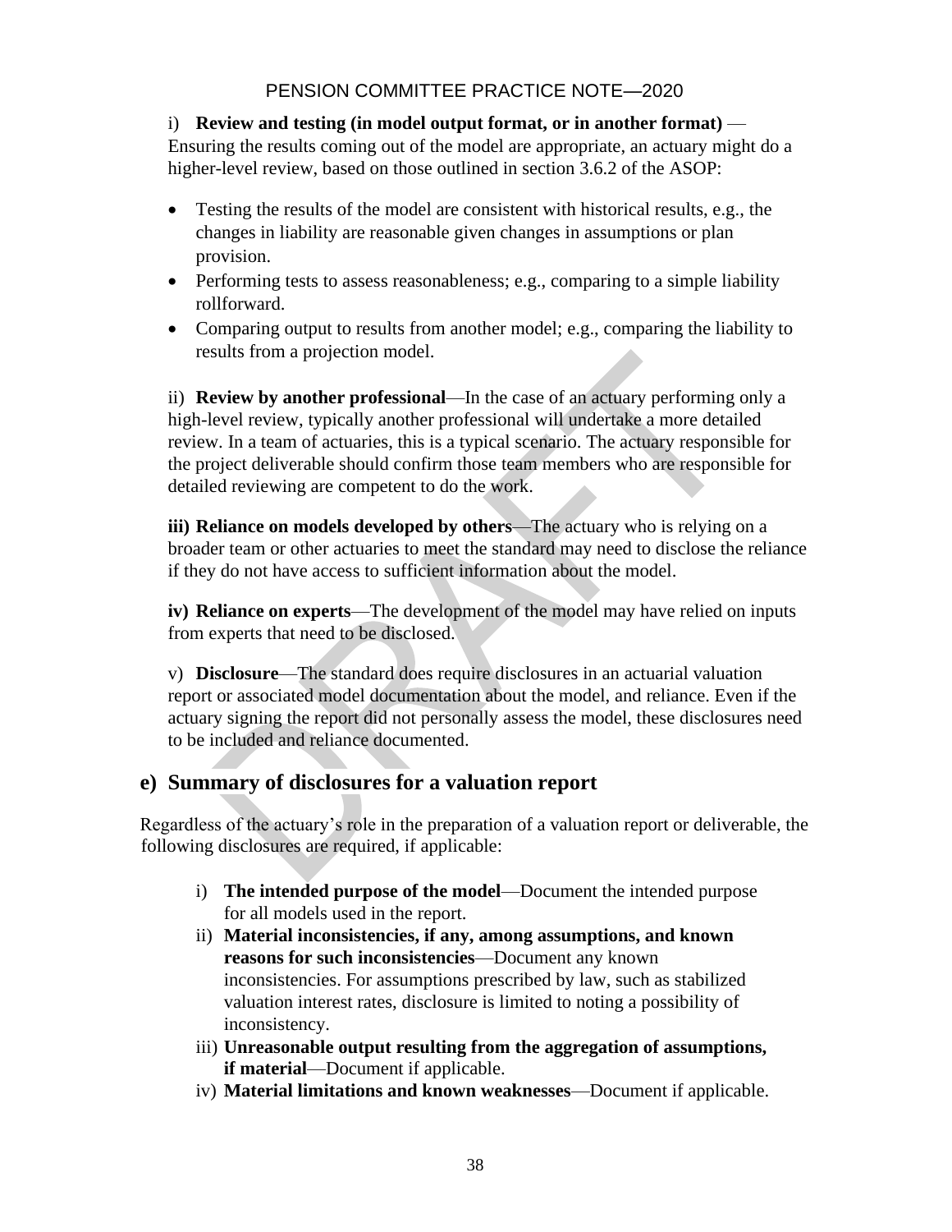i) **Review and testing (in model output format, or in another format)** —Ensuring the results coming out of the model are appropriate, an actuary might do a higher-level review, based on those outlined in section 3.6.2 of the ASOP:

- Testing the results of the model are consistent with historical results, e.g., the changes in liability are reasonable given changes in assumptions or plan provision.
- Performing tests to assess reasonableness; e.g., comparing to a simple liability rollforward.
- Comparing output to results from another model; e.g., comparing the liability to results from a projection model.

ii) **Review by another professional**—In the case of an actuary performing only a high-level review, typically another professional will undertake a more detailed review. In a team of actuaries, this is a typical scenario. The actuary responsible for the project deliverable should confirm those team members who are responsible for detailed reviewing are competent to do the work.

**iii) Reliance on models developed by others**—The actuary who is relying on a broader team or other actuaries to meet the standard may need to disclose the reliance if they do not have access to sufficient information about the model.

**iv) Reliance on experts**—The development of the model may have relied on inputs from experts that need to be disclosed.

v) **Disclosure**—The standard does require disclosures in an actuarial valuation report or associated model documentation about the model, and reliance. Even if the actuary signing the report did not personally assess the model, these disclosures need to be included and reliance documented.

## e) Summary of disclosures for a valuation report

Regardless of the actuary's role in the preparation of a valuation report or deliverable, the following disclosures are required, if applicable:

i) **The intended purpose of the model**—Document the intended purpose for all models used in the report.

ii) **Material inconsistencies, if any, among assumptions, and known reasons for such inconsistencies**—Document any known inconsistencies. For assumptions prescribed by law, such as stabilized valuation interest rates, disclosure is limited to noting a possibility of inconsistency.

iii) **Unreasonable output resulting from the aggregation of assumptions, if material**—Document if applicable.

iv) **Material limitations and known weaknesses**—Document if applicable.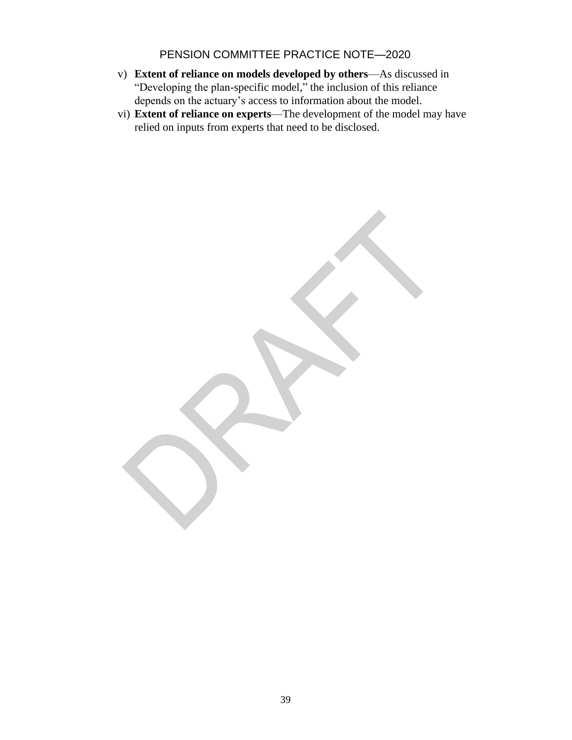v) **Extent of reliance on models developed by others**—As discussed in "Developing the plan-specific model," the inclusion of this reliance depends on the actuary's access to information about the model.

vi) **Extent of reliance on experts**—The development of the model may have relied on inputs from experts that need to be disclosed.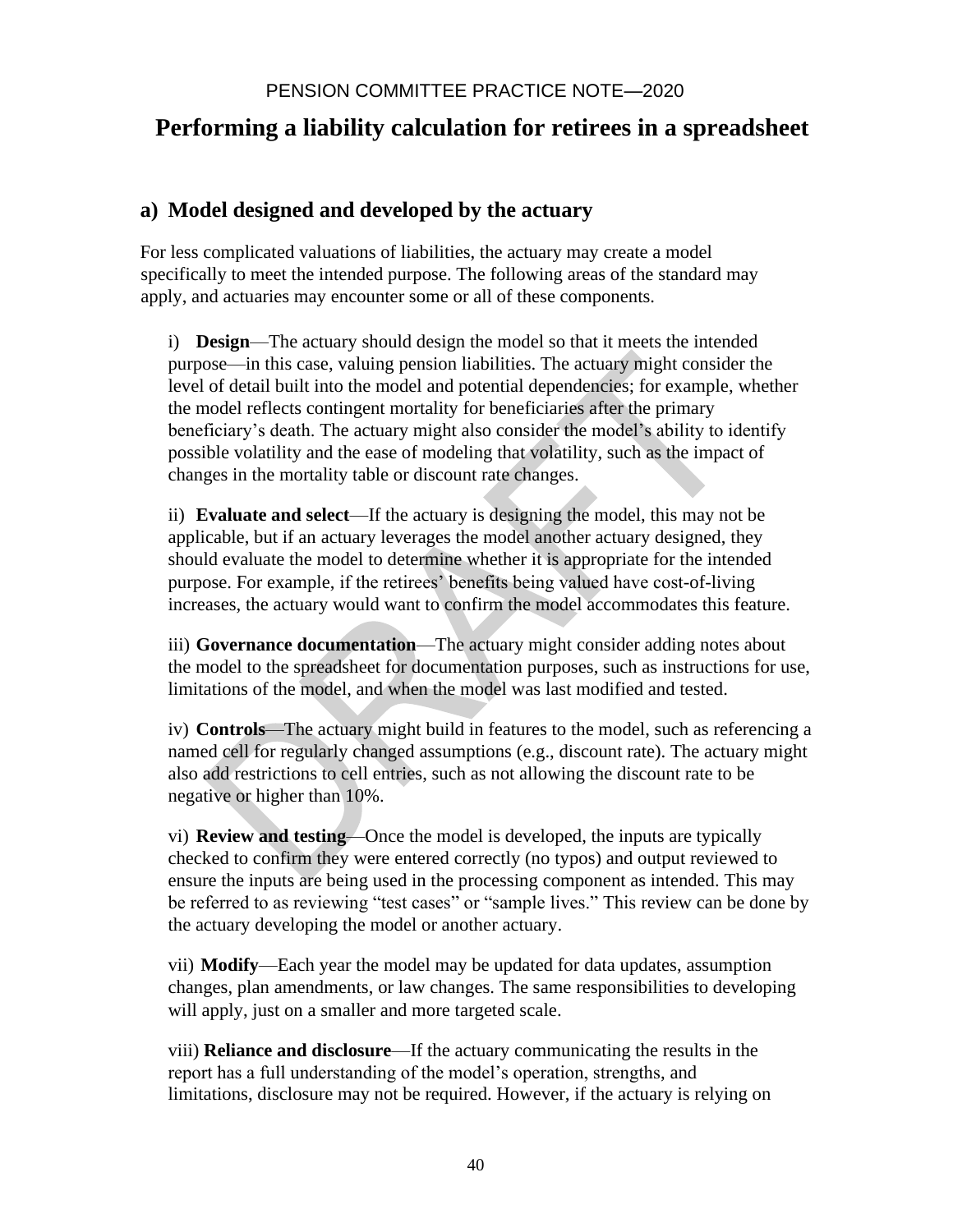PENSION COMMITTEE PRACTICE NOTE—2020

# Performing a liability calculation for retirees in a spreadsheet

## a) Model designed and developed by the actuary

For less complicated valuations of liabilities, the actuary may create a model specifically to meet the intended purpose. The following areas of the standard may apply, and actuaries may encounter some or all of these components.

i) **Design**—The actuary should design the model so that it meets the intended purpose—in this case, valuing pension liabilities. The actuary might consider the level of detail built into the model and potential dependencies; for example, whether the model reflects contingent mortality for beneficiaries after the primary beneficiary's death. The actuary might also consider the model's ability to identify possible volatility and the ease of modeling that volatility, such as the impact of changes in the mortality table or discount rate changes.

ii) **Evaluate and select**—If the actuary is designing the model, this may not be applicable, but if an actuary leverages the model another actuary designed, they should evaluate the model to determine whether it is appropriate for the intended purpose. For example, if the retirees' benefits being valued have cost-of-living increases, the actuary would want to confirm the model accommodates this feature.

iii) **Governance documentation**—The actuary might consider adding notes about the model to the spreadsheet for documentation purposes, such as instructions for use, limitations of the model, and when the model was last modified and tested.

iv) **Controls**—The actuary might build in features to the model, such as referencing a named cell for regularly changed assumptions (e.g., discount rate). The actuary might also add restrictions to cell entries, such as not allowing the discount rate to be negative or higher than 10%.

vi) **Review and testing**—Once the model is developed, the inputs are typically checked to confirm they were entered correctly (no typos) and output reviewed to ensure the inputs are being used in the processing component as intended. This may be referred to as reviewing "test cases" or "sample lives." This review can be done by the actuary developing the model or another actuary.

vii) **Modify**—Each year the model may be updated for data updates, assumption changes, plan amendments, or law changes. The same responsibilities to developing will apply, just on a smaller and more targeted scale.

viii) **Reliance and disclosure**—If the actuary communicating the results in the report has a full understanding of the model's operation, strengths, and limitations, disclosure may not be required. However, if the actuary is relying on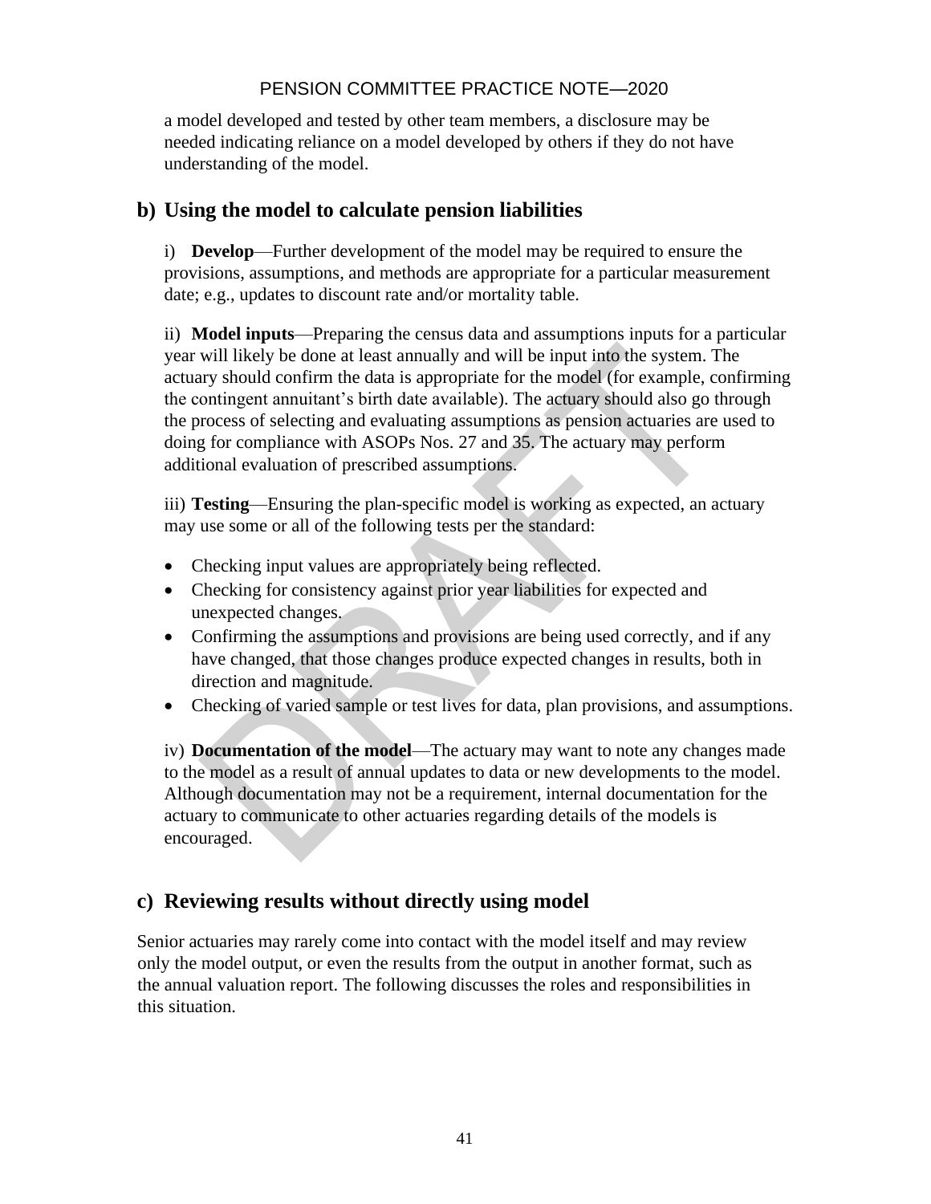a model developed and tested by other team members, a disclosure may be needed indicating reliance on a model developed by others if they do not have understanding of the model.

## b) Using the model to calculate pension liabilities

i) **Develop**—Further development of the model may be required to ensure the provisions, assumptions, and methods are appropriate for a particular measurement date; e.g., updates to discount rate and/or mortality table.

ii) **Model inputs**—Preparing the census data and assumptions inputs for a particular year will likely be done at least annually and will be input into the system. The actuary should confirm the data is appropriate for the model (for example, confirming the contingent annuitant's birth date available). The actuary should also go through the process of selecting and evaluating assumptions as pension actuaries are used to doing for compliance with ASOPs Nos. 27 and 35. The actuary may perform additional evaluation of prescribed assumptions.

iii) **Testing**—Ensuring the plan-specific model is working as expected, an actuary may use some or all of the following tests per the standard:

- Checking input values are appropriately being reflected.
- Checking for consistency against prior year liabilities for expected and unexpected changes.
- Confirming the assumptions and provisions are being used correctly, and if any have changed, that those changes produce expected changes in results, both in direction and magnitude.
- Checking of varied sample or test lives for data, plan provisions, and assumptions.

iv) **Documentation of the model**—The actuary may want to note any changes made to the model as a result of annual updates to data or new developments to the model. Although documentation may not be a requirement, internal documentation for the actuary to communicate to other actuaries regarding details of the models is encouraged.

## c) Reviewing results without directly using model

Senior actuaries may rarely come into contact with the model itself and may review only the model output, or even the results from the output in another format, such as the annual valuation report. The following discusses the roles and responsibilities in this situation.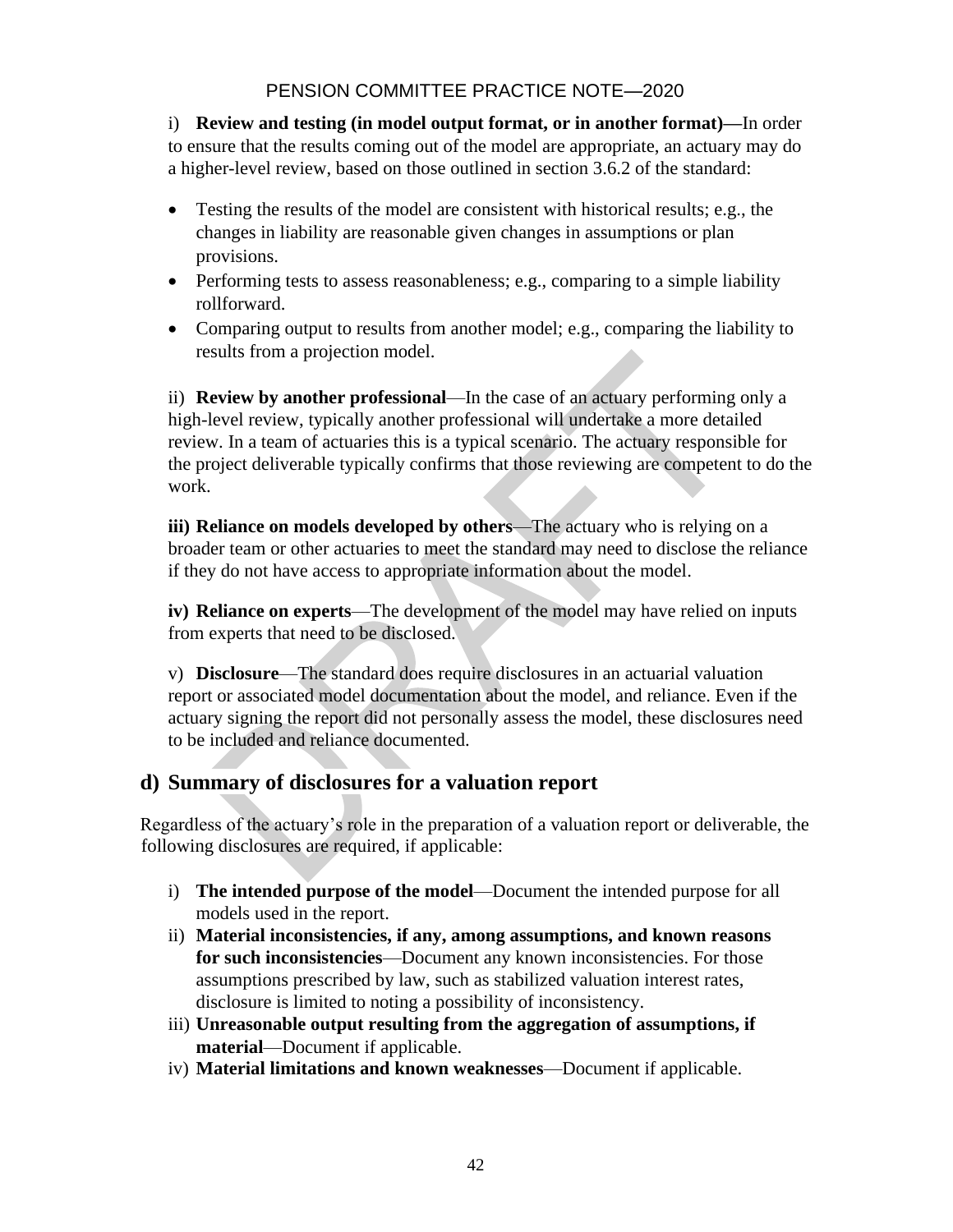i) **Review and testing (in model output format, or in another format)—**In order to ensure that the results coming out of the model are appropriate, an actuary may do a higher-level review, based on those outlined in section 3.6.2 of the standard:

- Testing the results of the model are consistent with historical results; e.g., the changes in liability are reasonable given changes in assumptions or plan provisions.
- Performing tests to assess reasonableness; e.g., comparing to a simple liability rollforward.
- Comparing output to results from another model; e.g., comparing the liability to results from a projection model.

ii) **Review by another professional**—In the case of an actuary performing only a high-level review, typically another professional will undertake a more detailed review. In a team of actuaries this is a typical scenario. The actuary responsible for the project deliverable typically confirms that those reviewing are competent to do the work.

**iii) Reliance on models developed by others**—The actuary who is relying on a broader team or other actuaries to meet the standard may need to disclose the reliance if they do not have access to appropriate information about the model.

**iv) Reliance on experts**—The development of the model may have relied on inputs from experts that need to be disclosed.

v) **Disclosure**—The standard does require disclosures in an actuarial valuation report or associated model documentation about the model, and reliance. Even if the actuary signing the report did not personally assess the model, these disclosures need to be included and reliance documented.

## d) Summary of disclosures for a valuation report

Regardless of the actuary's role in the preparation of a valuation report or deliverable, the following disclosures are required, if applicable:

i) **The intended purpose of the model**—Document the intended purpose for all models used in the report.
ii) **Material inconsistencies, if any, among assumptions, and known reasons for such inconsistencies**—Document any known inconsistencies. For those assumptions prescribed by law, such as stabilized valuation interest rates, disclosure is limited to noting a possibility of inconsistency.
iii) **Unreasonable output resulting from the aggregation of assumptions, if material**—Document if applicable.
iv) **Material limitations and known weaknesses**—Document if applicable.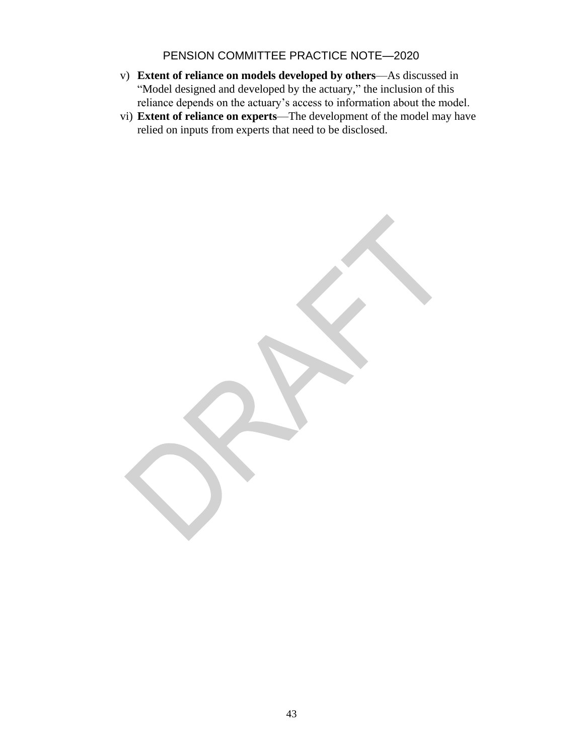v) **Extent of reliance on models developed by others**—As discussed in "Model designed and developed by the actuary," the inclusion of this reliance depends on the actuary's access to information about the model.

vi) **Extent of reliance on experts**—The development of the model may have relied on inputs from experts that need to be disclosed.